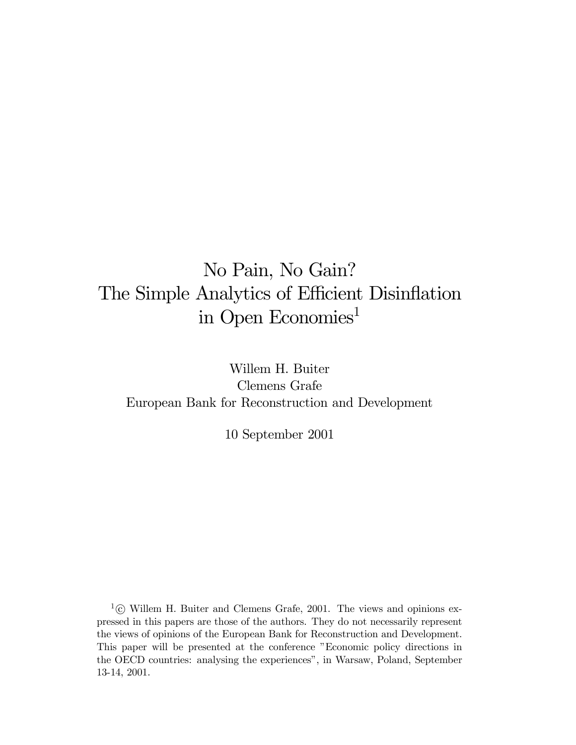# No Pain, No Gain?
# The Simple Analytics of Efficient Disinflation in Open Economies[1]

Willem H. Buiter
Clemens Grafe
European Bank for Reconstruction and Development

10 September 2001

[1] © Willem H. Buiter and Clemens Grafe, 2001. The views and opinions expressed in this papers are those of the authors. They do not necessarily represent the views of opinions of the European Bank for Reconstruction and Development. This paper will be presented at the conference "Economic policy directions in the OECD countries: analysing the experiences", in Warsaw, Poland, September 13-14, 2001.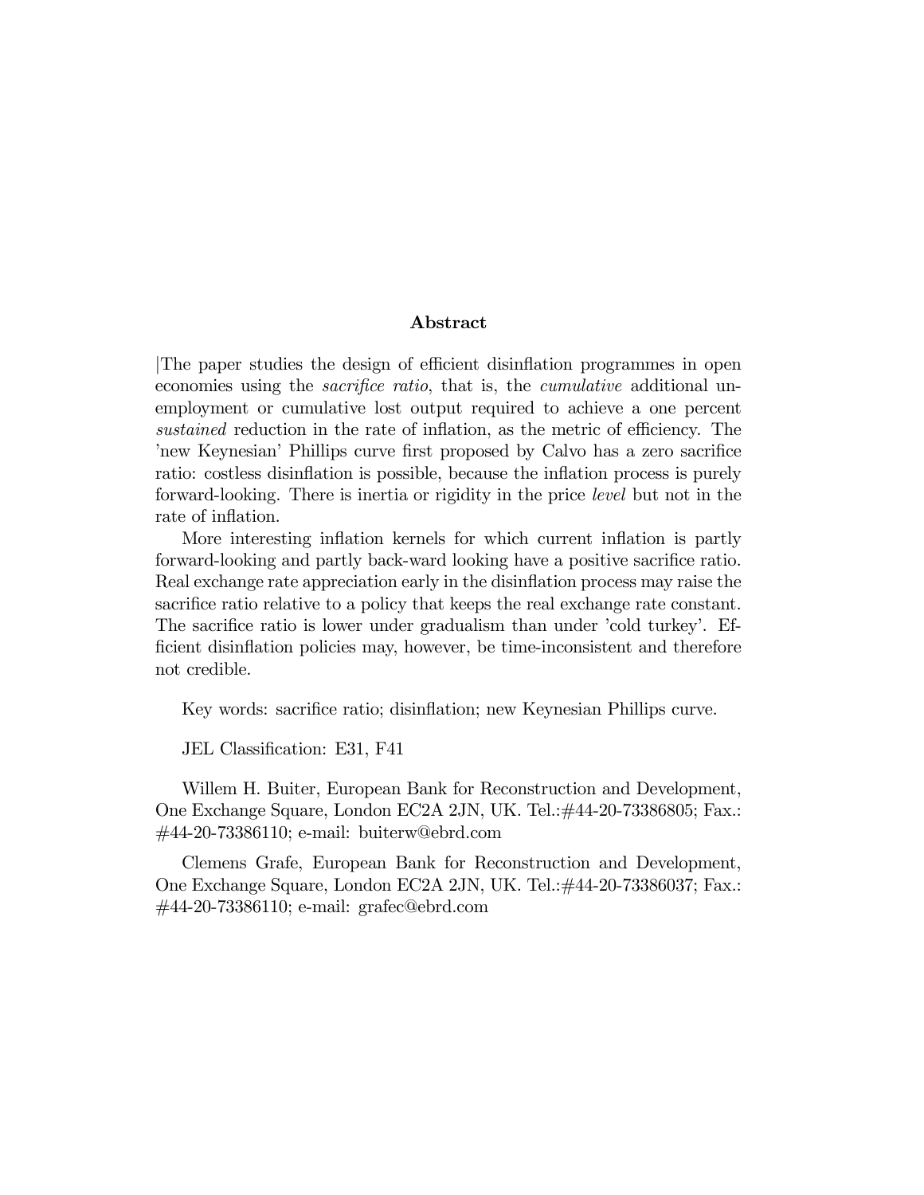## Abstract

|The paper studies the design of efficient disinflation programmes in open economies using the *sacrifice ratio*, that is, the *cumulative* additional unemployment or cumulative lost output required to achieve a one percent *sustained* reduction in the rate of inflation, as the metric of efficiency. The 'new Keynesian' Phillips curve first proposed by Calvo has a zero sacrifice ratio: costless disinflation is possible, because the inflation process is purely forward-looking. There is inertia or rigidity in the price *level* but not in the rate of inflation.

More interesting inflation kernels for which current inflation is partly forward-looking and partly back-ward looking have a positive sacrifice ratio. Real exchange rate appreciation early in the disinflation process may raise the sacrifice ratio relative to a policy that keeps the real exchange rate constant. The sacrifice ratio is lower under gradualism than under 'cold turkey'. Efficient disinflation policies may, however, be time-inconsistent and therefore not credible.

Key words: sacrifice ratio; disinflation; new Keynesian Phillips curve.

JEL Classification: E31, F41

Willem H. Buiter, European Bank for Reconstruction and Development, One Exchange Square, London EC2A 2JN, UK. Tel.:#44-20-73386805; Fax.: #44-20-73386110; e-mail: buiterw@ebrd.com

Clemens Grafe, European Bank for Reconstruction and Development, One Exchange Square, London EC2A 2JN, UK. Tel.:#44-20-73386037; Fax.: #44-20-73386110; e-mail: grafec@ebrd.com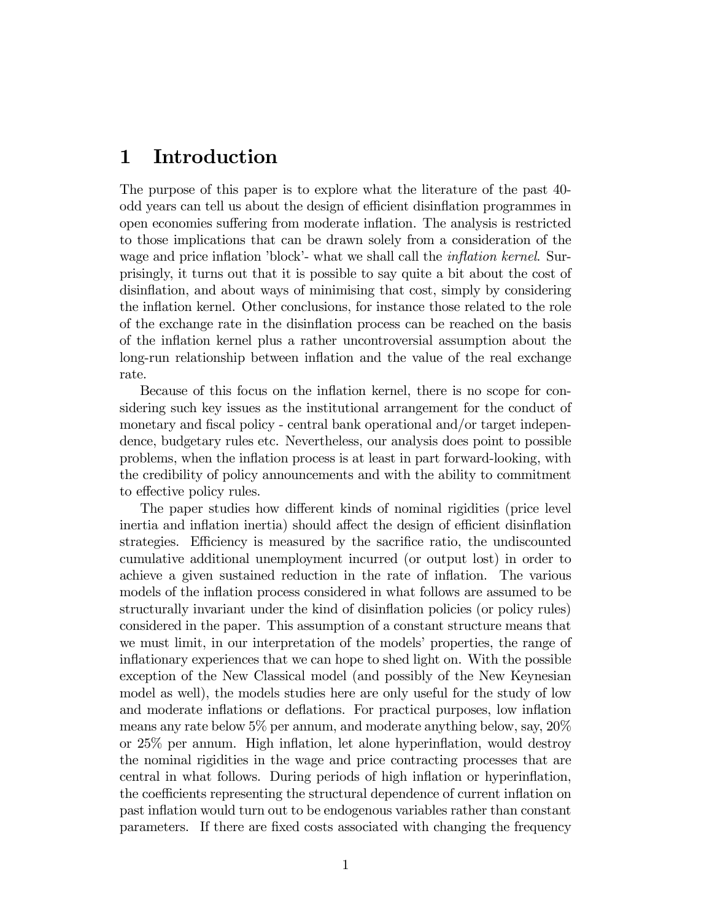# 1 Introduction

The purpose of this paper is to explore what the literature of the past 40-odd years can tell us about the design of efficient disinflation programmes in open economies suffering from moderate inflation. The analysis is restricted to those implications that can be drawn solely from a consideration of the wage and price inflation 'block'- what we shall call the *inflation kernel*. Surprisingly, it turns out that it is possible to say quite a bit about the cost of disinflation, and about ways of minimising that cost, simply by considering the inflation kernel. Other conclusions, for instance those related to the role of the exchange rate in the disinflation process can be reached on the basis of the inflation kernel plus a rather uncontroversial assumption about the long-run relationship between inflation and the value of the real exchange rate.

Because of this focus on the inflation kernel, there is no scope for considering such key issues as the institutional arrangement for the conduct of monetary and fiscal policy - central bank operational and/or target independence, budgetary rules etc. Nevertheless, our analysis does point to possible problems, when the inflation process is at least in part forward-looking, with the credibility of policy announcements and with the ability to commitment to effective policy rules.

The paper studies how different kinds of nominal rigidities (price level inertia and inflation inertia) should affect the design of efficient disinflation strategies. Efficiency is measured by the sacrifice ratio, the undiscounted cumulative additional unemployment incurred (or output lost) in order to achieve a given sustained reduction in the rate of inflation. The various models of the inflation process considered in what follows are assumed to be structurally invariant under the kind of disinflation policies (or policy rules) considered in the paper. This assumption of a constant structure means that we must limit, in our interpretation of the models' properties, the range of inflationary experiences that we can hope to shed light on. With the possible exception of the New Classical model (and possibly of the New Keynesian model as well), the models studies here are only useful for the study of low and moderate inflations or deflations. For practical purposes, low inflation means any rate below 5% per annum, and moderate anything below, say, 20% or 25% per annum. High inflation, let alone hyperinflation, would destroy the nominal rigidities in the wage and price contracting processes that are central in what follows. During periods of high inflation or hyperinflation, the coefficients representing the structural dependence of current inflation on past inflation would turn out to be endogenous variables rather than constant parameters. If there are fixed costs associated with changing the frequency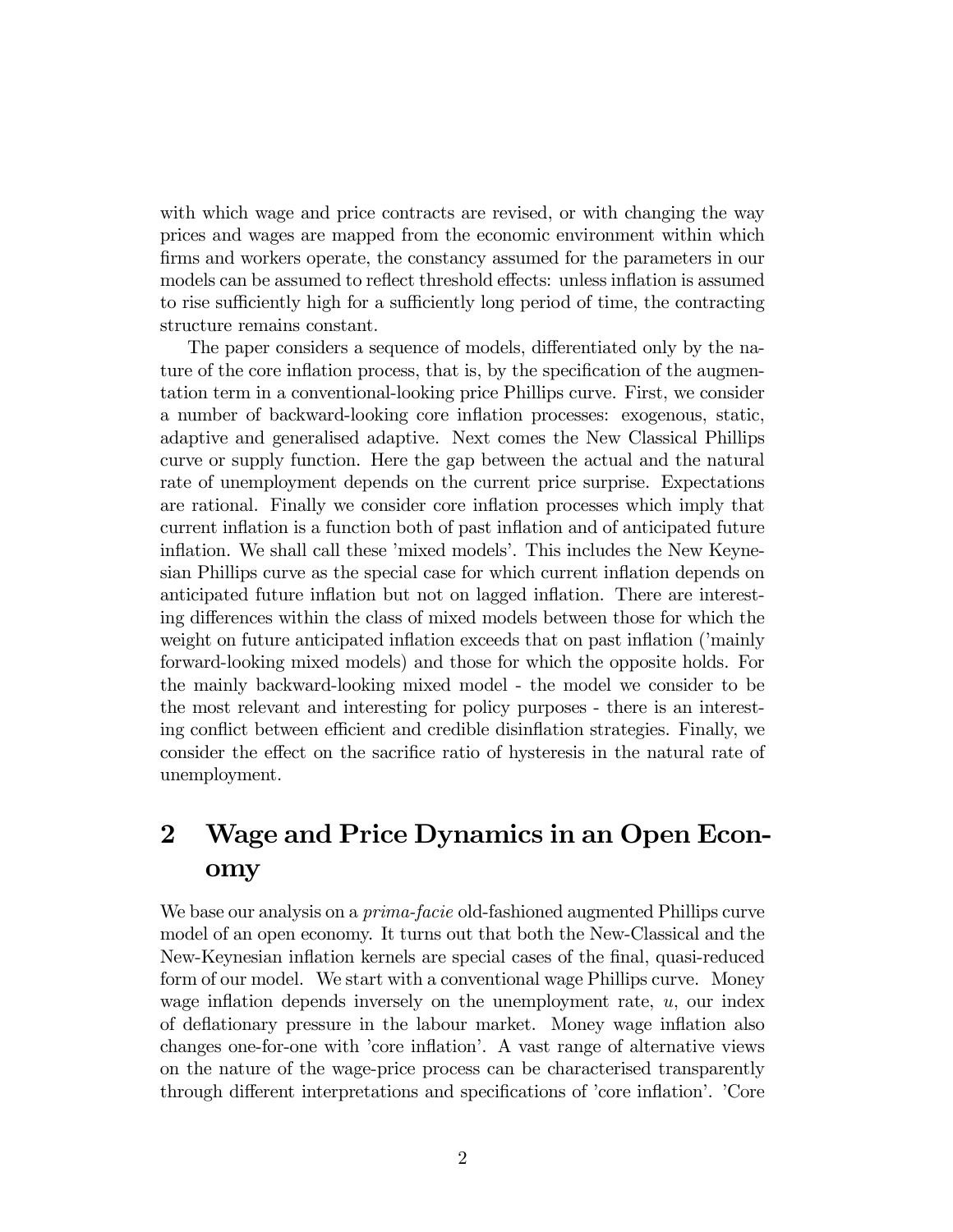with which wage and price contracts are revised, or with changing the way prices and wages are mapped from the economic environment within which firms and workers operate, the constancy assumed for the parameters in our models can be assumed to reflect threshold effects: unless inflation is assumed to rise sufficiently high for a sufficiently long period of time, the contracting structure remains constant.

The paper considers a sequence of models, differentiated only by the nature of the core inflation process, that is, by the specification of the augmentation term in a conventional-looking price Phillips curve. First, we consider a number of backward-looking core inflation processes: exogenous, static, adaptive and generalised adaptive. Next comes the New Classical Phillips curve or supply function. Here the gap between the actual and the natural rate of unemployment depends on the current price surprise. Expectations are rational. Finally we consider core inflation processes which imply that current inflation is a function both of past inflation and of anticipated future inflation. We shall call these 'mixed models'. This includes the New Keynesian Phillips curve as the special case for which current inflation depends on anticipated future inflation but not on lagged inflation. There are interesting differences within the class of mixed models between those for which the weight on future anticipated inflation exceeds that on past inflation ('mainly forward-looking mixed models) and those for which the opposite holds. For the mainly backward-looking mixed model - the model we consider to be the most relevant and interesting for policy purposes - there is an interesting conflict between efficient and credible disinflation strategies. Finally, we consider the effect on the sacrifice ratio of hysteresis in the natural rate of unemployment.

# 2 Wage and Price Dynamics in an Open Economy

We base our analysis on a *prima-facie* old-fashioned augmented Phillips curve model of an open economy. It turns out that both the New-Classical and the New-Keynesian inflation kernels are special cases of the final, quasi-reduced form of our model. We start with a conventional wage Phillips curve. Money wage inflation depends inversely on the unemployment rate, $u$, our index of deflationary pressure in the labour market. Money wage inflation also changes one-for-one with 'core inflation'. A vast range of alternative views on the nature of the wage-price process can be characterised transparently through different interpretations and specifications of 'core inflation'. 'Core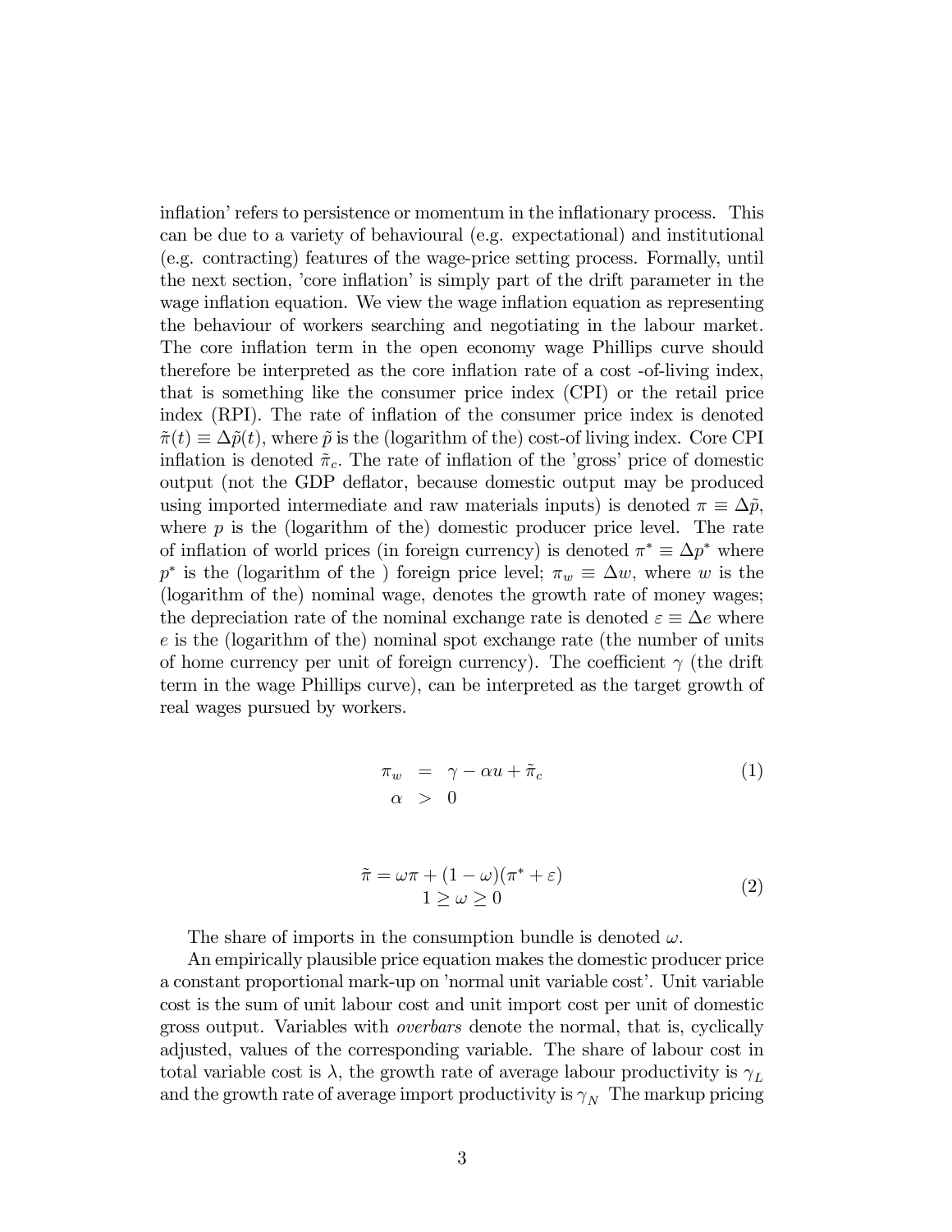inflation' refers to persistence or momentum in the inflationary process. This can be due to a variety of behavioural (e.g. expectational) and institutional (e.g. contracting) features of the wage-price setting process. Formally, until the next section, 'core inflation' is simply part of the drift parameter in the wage inflation equation. We view the wage inflation equation as representing the behaviour of workers searching and negotiating in the labour market. The core inflation term in the open economy wage Phillips curve should therefore be interpreted as the core inflation rate of a cost -of-living index, that is something like the consumer price index (CPI) or the retail price index (RPI). The rate of inflation of the consumer price index is denoted $\tilde{\pi}(t) \equiv \Delta\tilde{p}(t)$, where $\tilde{p}$ is the (logarithm of the) cost-of living index. Core CPI inflation is denoted $\tilde{\pi}_c$. The rate of inflation of the 'gross' price of domestic output (not the GDP deflator, because domestic output may be produced using imported intermediate and raw materials inputs) is denoted $\pi \equiv \Delta\tilde{p}$, where $p$ is the (logarithm of the) domestic producer price level. The rate of inflation of world prices (in foreign currency) is denoted $\pi^* \equiv \Delta p^*$ where $p^*$ is the (logarithm of the ) foreign price level; $\pi_w \equiv \Delta w$, where $w$ is the (logarithm of the) nominal wage, denotes the growth rate of money wages; the depreciation rate of the nominal exchange rate is denoted $\varepsilon \equiv \Delta e$ where $e$ is the (logarithm of the) nominal spot exchange rate (the number of units of home currency per unit of foreign currency). The coefficient $\gamma$ (the drift term in the wage Phillips curve), can be interpreted as the target growth of real wages pursued by workers.

$$
\begin{aligned}
\pi_w &= \gamma - \alpha u + \tilde{\pi}_c \\
\alpha &> 0
\end{aligned}
\tag{1}
$$

$$
\begin{gathered}
\tilde{\pi} = \omega\pi + (1-\omega)(\pi^* + \varepsilon) \\
1 \geq \omega \geq 0
\end{gathered}
\tag{2}
$$

The share of imports in the consumption bundle is denoted $\omega$.

An empirically plausible price equation makes the domestic producer price a constant proportional mark-up on 'normal unit variable cost'. Unit variable cost is the sum of unit labour cost and unit import cost per unit of domestic gross output. Variables with *overbars* denote the normal, that is, cyclically adjusted, values of the corresponding variable. The share of labour cost in total variable cost is $\lambda$, the growth rate of average labour productivity is $\gamma_L$ and the growth rate of average import productivity is $\gamma_N$ The markup pricing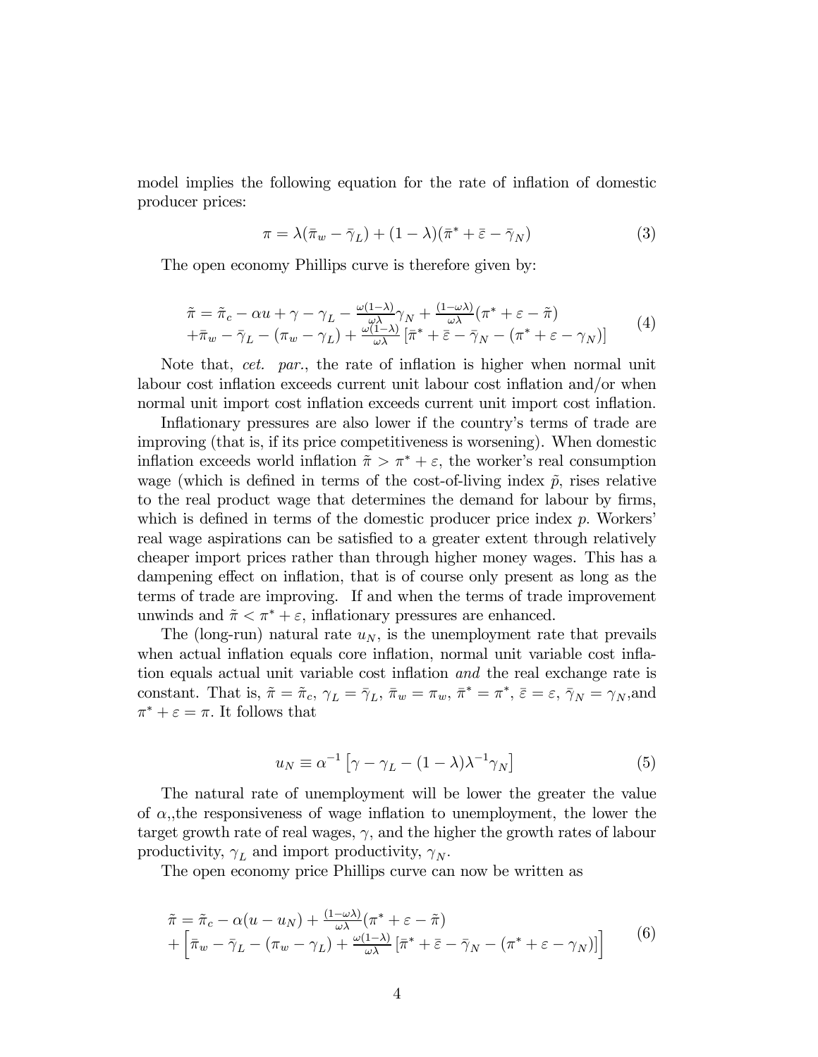model implies the following equation for the rate of inflation of domestic producer prices:

$$\pi = \lambda(\bar{\pi}_w - \bar{\gamma}_L) + (1 - \lambda)(\bar{\pi}^* + \bar{\varepsilon} - \bar{\gamma}_N) \tag{3}$$

The open economy Phillips curve is therefore given by:

$$\begin{array}{l} \tilde{\pi} = \tilde{\pi}_c - \alpha u + \gamma - \gamma_L - \frac{\omega(1-\lambda)}{\omega\lambda}\gamma_N + \frac{(1-\omega\lambda)}{\omega\lambda}(\pi^* + \varepsilon - \tilde{\pi}) \\ +\bar{\pi}_w - \bar{\gamma}_L - (\pi_w - \gamma_L) + \frac{\omega(1-\lambda)}{\omega\lambda}\left[\bar{\pi}^* + \bar{\varepsilon} - \bar{\gamma}_N - (\pi^* + \varepsilon - \gamma_N)\right] \end{array} \tag{4}$$

Note that, *cet. par.*, the rate of inflation is higher when normal unit labour cost inflation exceeds current unit labour cost inflation and/or when normal unit import cost inflation exceeds current unit import cost inflation.

Inflationary pressures are also lower if the country's terms of trade are improving (that is, if its price competitiveness is worsening). When domestic inflation exceeds world inflation $\tilde{\pi} > \pi^* + \varepsilon$, the worker's real consumption wage (which is defined in terms of the cost-of-living index $\tilde{p}$, rises relative to the real product wage that determines the demand for labour by firms, which is defined in terms of the domestic producer price index $p$. Workers' real wage aspirations can be satisfied to a greater extent through relatively cheaper import prices rather than through higher money wages. This has a dampening effect on inflation, that is of course only present as long as the terms of trade are improving. If and when the terms of trade improvement unwinds and $\tilde{\pi} < \pi^* + \varepsilon$, inflationary pressures are enhanced.

The (long-run) natural rate $u_N$, is the unemployment rate that prevails when actual inflation equals core inflation, normal unit variable cost inflation equals actual unit variable cost inflation *and* the real exchange rate is constant. That is, $\tilde{\pi} = \tilde{\pi}_c$, $\gamma_L = \bar{\gamma}_L$, $\bar{\pi}_w = \pi_w$, $\bar{\pi}^* = \pi^*$, $\bar{\varepsilon} = \varepsilon$, $\bar{\gamma}_N = \gamma_N$,and $\pi^* + \varepsilon = \pi$. It follows that

$$u_N \equiv \alpha^{-1}\left[\gamma - \gamma_L - (1-\lambda)\lambda^{-1}\gamma_N\right] \tag{5}$$

The natural rate of unemployment will be lower the greater the value of $\alpha$,,the responsiveness of wage inflation to unemployment, the lower the target growth rate of real wages, $\gamma$, and the higher the growth rates of labour productivity, $\gamma_L$ and import productivity, $\gamma_N$.

The open economy price Phillips curve can now be written as

$$\begin{array}{l} \tilde{\pi} = \tilde{\pi}_c - \alpha(u - u_N) + \frac{(1-\omega\lambda)}{\omega\lambda}(\pi^* + \varepsilon - \tilde{\pi}) \\ +\left[\bar{\pi}_w - \bar{\gamma}_L - (\pi_w - \gamma_L) + \frac{\omega(1-\lambda)}{\omega\lambda}\left[\bar{\pi}^* + \bar{\varepsilon} - \bar{\gamma}_N - (\pi^* + \varepsilon - \gamma_N)\right]\right] \end{array} \tag{6}$$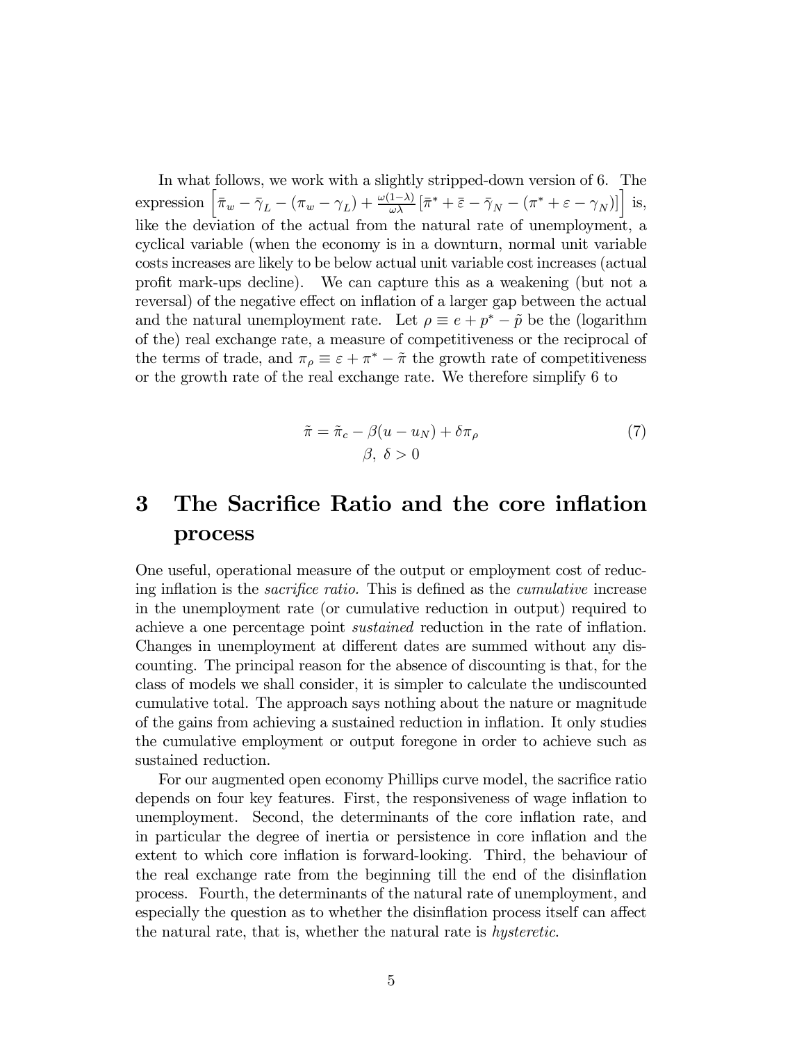In what follows, we work with a slightly stripped-down version of 6. The expression $\left[\bar{\pi}_w - \bar{\gamma}_L - (\pi_w - \gamma_L) + \frac{\omega(1-\lambda)}{\omega\lambda}\left[\bar{\pi}^* + \bar{\varepsilon} - \bar{\gamma}_N - (\pi^* + \varepsilon - \gamma_N)\right]\right]$ is, like the deviation of the actual from the natural rate of unemployment, a cyclical variable (when the economy is in a downturn, normal unit variable costs increases are likely to be below actual unit variable cost increases (actual profit mark-ups decline). We can capture this as a weakening (but not a reversal) of the negative effect on inflation of a larger gap between the actual and the natural unemployment rate. Let $\rho \equiv e + p^* - \tilde{p}$ be the (logarithm of the) real exchange rate, a measure of competitiveness or the reciprocal of the terms of trade, and $\pi_\rho \equiv \varepsilon + \pi^* - \tilde{\pi}$ the growth rate of competitiveness or the growth rate of the real exchange rate. We therefore simplify 6 to

$$
\begin{gathered}
\tilde{\pi} = \tilde{\pi}_c - \beta(u - u_N) + \delta\pi_\rho \\
\beta,\ \delta > 0
\end{gathered}
\tag{7}
$$

# 3 The Sacrifice Ratio and the core inflation process

One useful, operational measure of the output or employment cost of reducing inflation is the *sacrifice ratio*. This is defined as the *cumulative* increase in the unemployment rate (or cumulative reduction in output) required to achieve a one percentage point *sustained* reduction in the rate of inflation. Changes in unemployment at different dates are summed without any discounting. The principal reason for the absence of discounting is that, for the class of models we shall consider, it is simpler to calculate the undiscounted cumulative total. The approach says nothing about the nature or magnitude of the gains from achieving a sustained reduction in inflation. It only studies the cumulative employment or output foregone in order to achieve such as sustained reduction.

For our augmented open economy Phillips curve model, the sacrifice ratio depends on four key features. First, the responsiveness of wage inflation to unemployment. Second, the determinants of the core inflation rate, and in particular the degree of inertia or persistence in core inflation and the extent to which core inflation is forward-looking. Third, the behaviour of the real exchange rate from the beginning till the end of the disinflation process. Fourth, the determinants of the natural rate of unemployment, and especially the question as to whether the disinflation process itself can affect the natural rate, that is, whether the natural rate is *hysteretic*.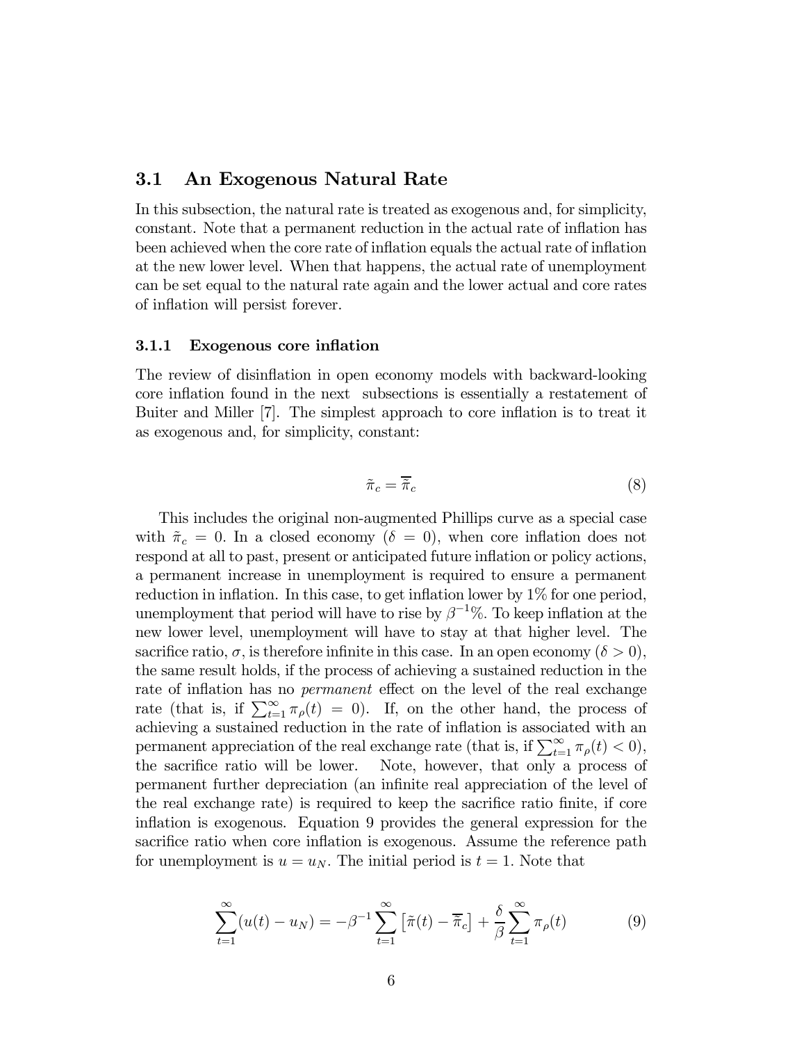## 3.1 An Exogenous Natural Rate

In this subsection, the natural rate is treated as exogenous and, for simplicity, constant. Note that a permanent reduction in the actual rate of inflation has been achieved when the core rate of inflation equals the actual rate of inflation at the new lower level. When that happens, the actual rate of unemployment can be set equal to the natural rate again and the lower actual and core rates of inflation will persist forever.

### 3.1.1 Exogenous core inflation

The review of disinflation in open economy models with backward-looking core inflation found in the next subsections is essentially a restatement of Buiter and Miller [7]. The simplest approach to core inflation is to treat it as exogenous and, for simplicity, constant:

$$\tilde{\pi}_c = \overline{\tilde{\pi}}_c \tag{8}$$

This includes the original non-augmented Phillips curve as a special case with $\tilde{\pi}_c = 0$. In a closed economy ($\delta = 0$), when core inflation does not respond at all to past, present or anticipated future inflation or policy actions, a permanent increase in unemployment is required to ensure a permanent reduction in inflation. In this case, to get inflation lower by 1% for one period, unemployment that period will have to rise by $\beta^{-1}$%. To keep inflation at the new lower level, unemployment will have to stay at that higher level. The sacrifice ratio, $\sigma$, is therefore infinite in this case. In an open economy ($\delta > 0$), the same result holds, if the process of achieving a sustained reduction in the rate of inflation has no *permanent* effect on the level of the real exchange rate (that is, if $\sum_{t=1}^{\infty} \pi_\rho(t) = 0$). If, on the other hand, the process of achieving a sustained reduction in the rate of inflation is associated with an permanent appreciation of the real exchange rate (that is, if $\sum_{t=1}^{\infty} \pi_\rho(t) < 0$), the sacrifice ratio will be lower. Note, however, that only a process of permanent further depreciation (an infinite real appreciation of the level of the real exchange rate) is required to keep the sacrifice ratio finite, if core inflation is exogenous. Equation 9 provides the general expression for the sacrifice ratio when core inflation is exogenous. Assume the reference path for unemployment is $u = u_N$. The initial period is $t = 1$. Note that

$$\sum_{t=1}^{\infty}(u(t) - u_N) = -\beta^{-1}\sum_{t=1}^{\infty}\left[\tilde{\pi}(t) - \overline{\tilde{\pi}}_c\right] + \frac{\delta}{\beta}\sum_{t=1}^{\infty}\pi_\rho(t) \tag{9}$$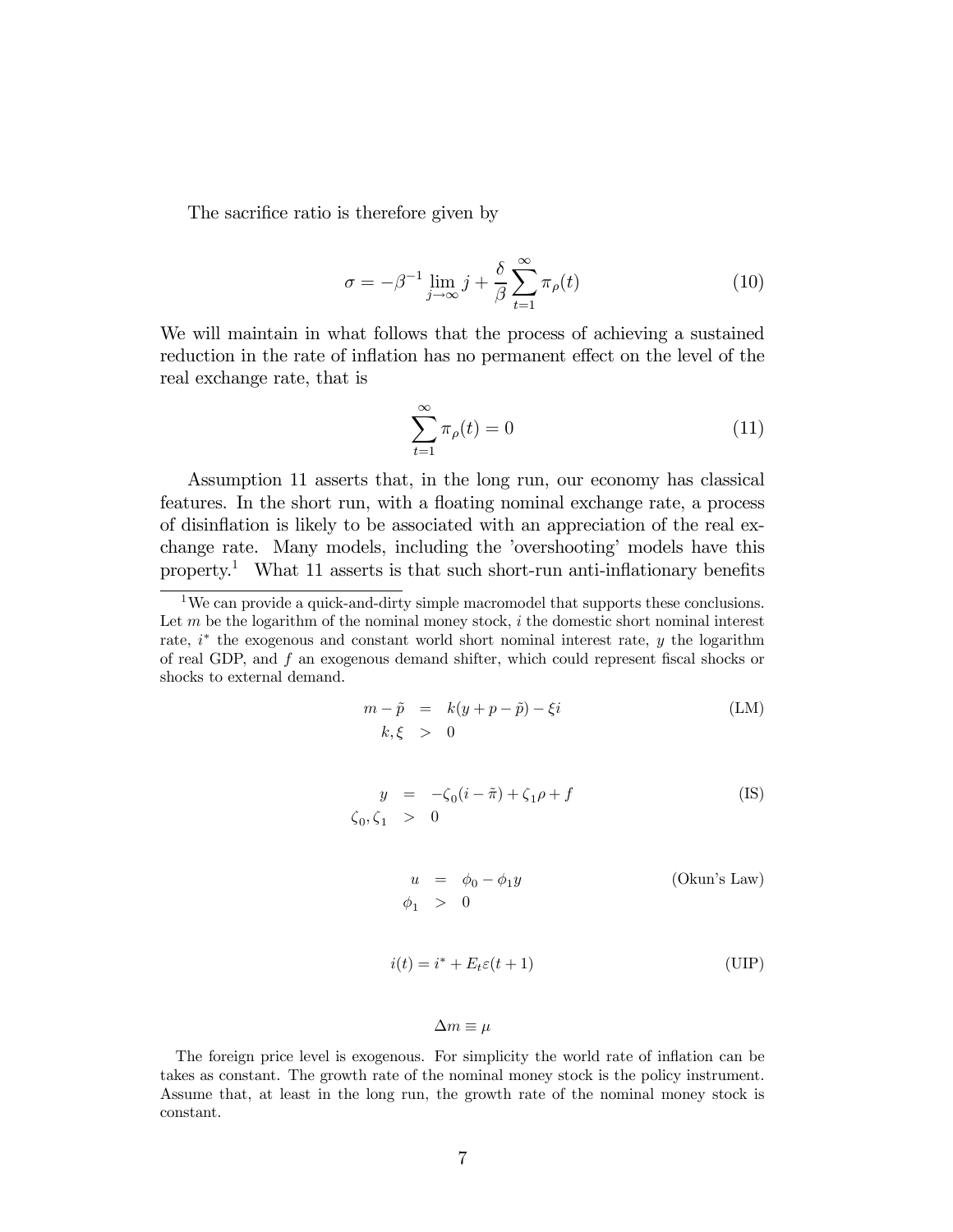The sacrifice ratio is therefore given by

$$\sigma = -\beta^{-1} \lim_{j \to \infty} j + \frac{\delta}{\beta} \sum_{t=1}^{\infty} \pi_{\rho}(t) \tag{10}$$

We will maintain in what follows that the process of achieving a sustained reduction in the rate of inflation has no permanent effect on the level of the real exchange rate, that is

$$\sum_{t=1}^{\infty} \pi_{\rho}(t) = 0 \tag{11}$$

Assumption 11 asserts that, in the long run, our economy has classical features. In the short run, with a floating nominal exchange rate, a process of disinflation is likely to be associated with an appreciation of the real exchange rate. Many models, including the 'overshooting' models have this property.[1] What 11 asserts is that such short-run anti-inflationary benefits

---

[1] We can provide a quick-and-dirty simple macromodel that supports these conclusions. Let $m$ be the logarithm of the nominal money stock, $i$ the domestic short nominal interest rate, $i^*$ the exogenous and constant world short nominal interest rate, $y$ the logarithm of real GDP, and $f$ an exogenous demand shifter, which could represent fiscal shocks or shocks to external demand.

$$\begin{aligned} m - \tilde{p} &= k(y + p - \tilde{p}) - \xi i \\ k, \xi &> 0 \end{aligned} \tag{LM}$$

$$\begin{aligned} y &= -\zeta_0 (i - \tilde{\pi}) + \zeta_1 \rho + f \\ \zeta_0, \zeta_1 &> 0 \end{aligned} \tag{IS}$$

$$\begin{aligned} u &= \phi_0 - \phi_1 y \\ \phi_1 &> 0 \end{aligned} \tag{Okun's Law}$$

$$i(t) = i^* + E_t \varepsilon(t+1) \tag{UIP}$$

$$\Delta m \equiv \mu$$

The foreign price level is exogenous. For simplicity the world rate of inflation can be takes as constant. The growth rate of the nominal money stock is the policy instrument. Assume that, at least in the long run, the growth rate of the nominal money stock is constant.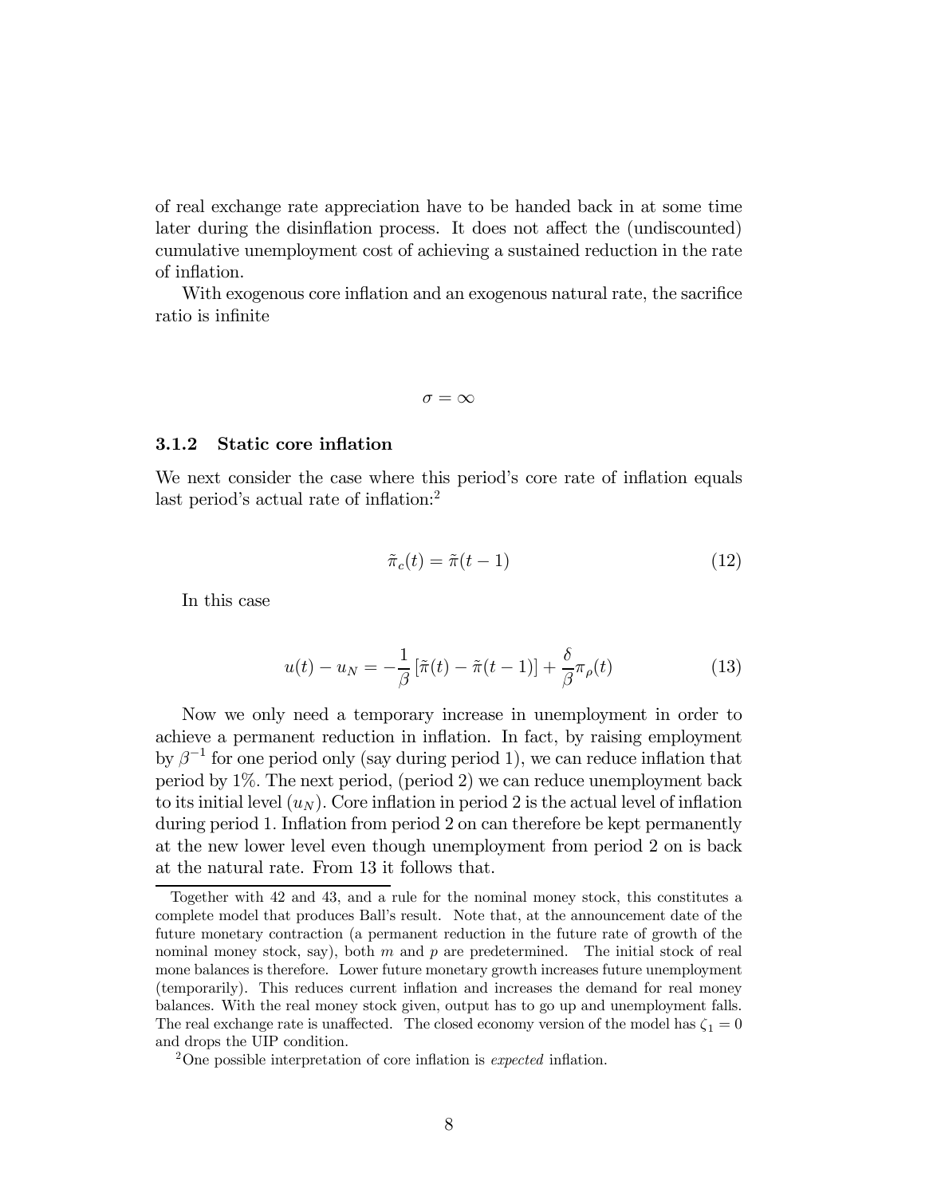of real exchange rate appreciation have to be handed back in at some time later during the disinflation process. It does not affect the (undiscounted) cumulative unemployment cost of achieving a sustained reduction in the rate of inflation.

With exogenous core inflation and an exogenous natural rate, the sacrifice ratio is infinite

$$\sigma = \infty$$

### 3.1.2 Static core inflation

We next consider the case where this period's core rate of inflation equals last period's actual rate of inflation:[2]

$$\tilde{\pi}_c(t) = \tilde{\pi}(t-1) \tag{12}$$

In this case

$$u(t) - u_N = -\frac{1}{\beta}\left[\tilde{\pi}(t) - \tilde{\pi}(t-1)\right] + \frac{\delta}{\beta}\pi_\rho(t) \tag{13}$$

Now we only need a temporary increase in unemployment in order to achieve a permanent reduction in inflation. In fact, by raising employment by $\beta^{-1}$ for one period only (say during period 1), we can reduce inflation that period by 1%. The next period, (period 2) we can reduce unemployment back to its initial level ($u_N$). Core inflation in period 2 is the actual level of inflation during period 1. Inflation from period 2 on can therefore be kept permanently at the new lower level even though unemployment from period 2 on is back at the natural rate. From 13 it follows that.

---

Together with 42 and 43, and a rule for the nominal money stock, this constitutes a complete model that produces Ball's result. Note that, at the announcement date of the future monetary contraction (a permanent reduction in the future rate of growth of the nominal money stock, say), both $m$ and $p$ are predetermined. The initial stock of real mone balances is therefore. Lower future monetary growth increases future unemployment (temporarily). This reduces current inflation and increases the demand for real money balances. With the real money stock given, output has to go up and unemployment falls. The real exchange rate is unaffected. The closed economy version of the model has $\zeta_1 = 0$ and drops the UIP condition.

[2] One possible interpretation of core inflation is *expected* inflation.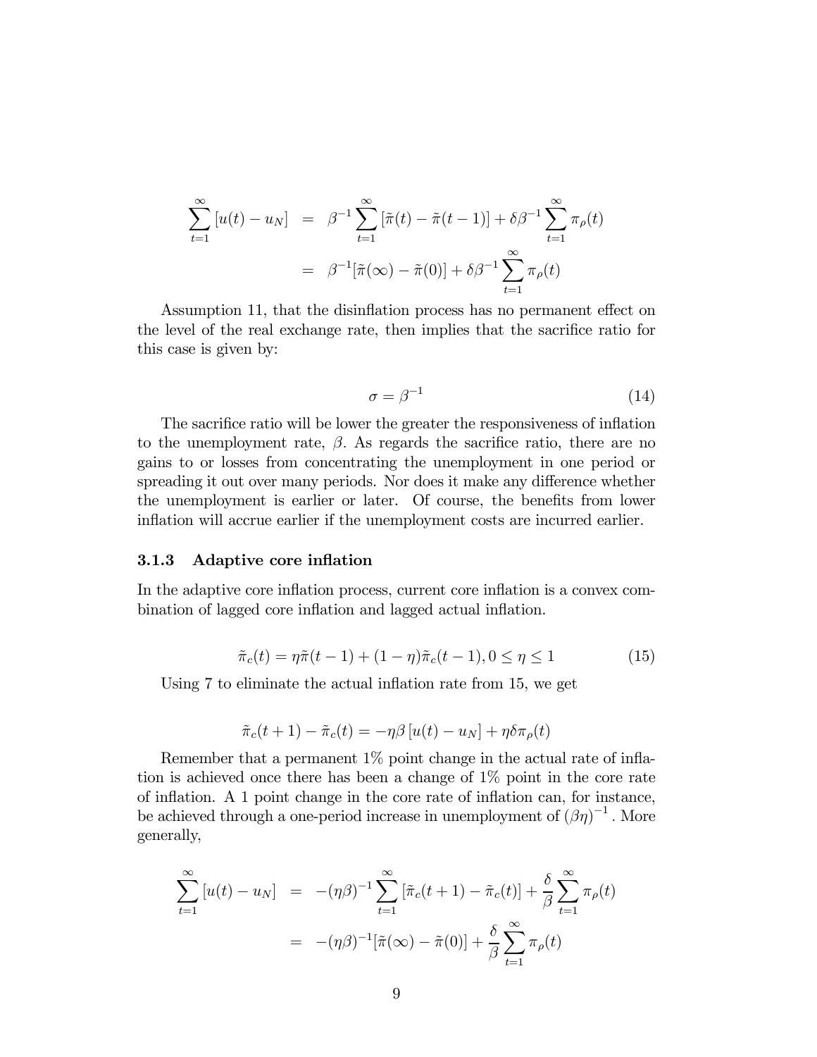$$
\begin{aligned}
\sum_{t=1}^{\infty}[u(t)-u_N] &= \beta^{-1}\sum_{t=1}^{\infty}[\tilde{\pi}(t)-\tilde{\pi}(t-1)]+\delta\beta^{-1}\sum_{t=1}^{\infty}\pi_{\rho}(t) \\
&= \beta^{-1}[\tilde{\pi}(\infty)-\tilde{\pi}(0)]+\delta\beta^{-1}\sum_{t=1}^{\infty}\pi_{\rho}(t)
\end{aligned}
$$

Assumption 11, that the disinflation process has no permanent effect on the level of the real exchange rate, then implies that the sacrifice ratio for this case is given by:

$$
\sigma = \beta^{-1} \tag{14}
$$

The sacrifice ratio will be lower the greater the responsiveness of inflation to the unemployment rate, $\beta$. As regards the sacrifice ratio, there are no gains to or losses from concentrating the unemployment in one period or spreading it out over many periods. Nor does it make any difference whether the unemployment is earlier or later. Of course, the benefits from lower inflation will accrue earlier if the unemployment costs are incurred earlier.

### 3.1.3 Adaptive core inflation

In the adaptive core inflation process, current core inflation is a convex combination of lagged core inflation and lagged actual inflation.

$$
\tilde{\pi}_c(t) = \eta\tilde{\pi}(t-1)+(1-\eta)\tilde{\pi}_c(t-1), 0 \leq \eta \leq 1 \tag{15}
$$

Using 7 to eliminate the actual inflation rate from 15, we get

$$
\tilde{\pi}_c(t+1)-\tilde{\pi}_c(t) = -\eta\beta\,[u(t)-u_N]+\eta\delta\pi_{\rho}(t)
$$

Remember that a permanent 1% point change in the actual rate of inflation is achieved once there has been a change of 1% point in the core rate of inflation. A 1 point change in the core rate of inflation can, for instance, be achieved through a one-period increase in unemployment of $(\beta\eta)^{-1}$. More generally,

$$
\begin{aligned}
\sum_{t=1}^{\infty}[u(t)-u_N] &= -(\eta\beta)^{-1}\sum_{t=1}^{\infty}[\tilde{\pi}_c(t+1)-\tilde{\pi}_c(t)]+\frac{\delta}{\beta}\sum_{t=1}^{\infty}\pi_{\rho}(t) \\
&= -(\eta\beta)^{-1}[\tilde{\pi}(\infty)-\tilde{\pi}(0)]+\frac{\delta}{\beta}\sum_{t=1}^{\infty}\pi_{\rho}(t)
\end{aligned}
$$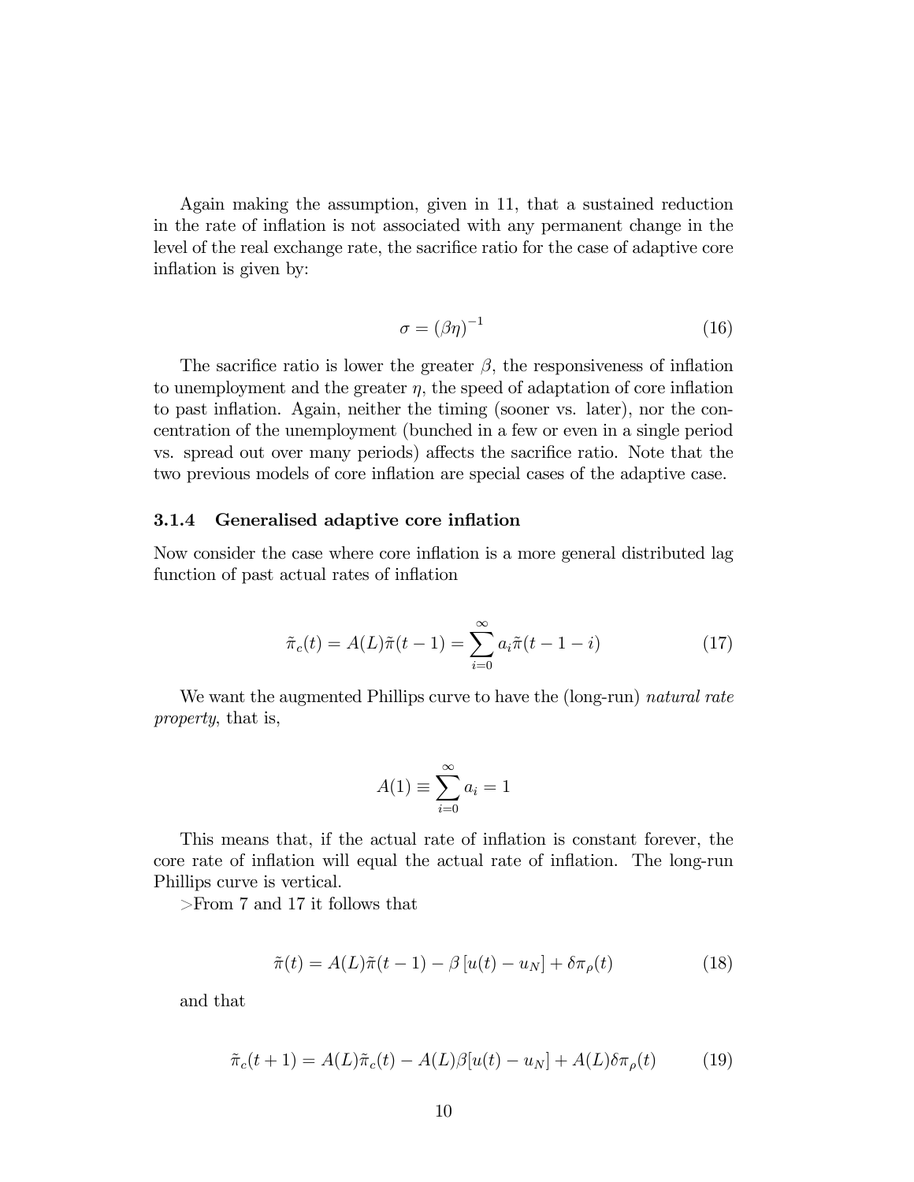Again making the assumption, given in 11, that a sustained reduction in the rate of inflation is not associated with any permanent change in the level of the real exchange rate, the sacrifice ratio for the case of adaptive core inflation is given by:

$$\sigma = (\beta\eta)^{-1} \tag{16}$$

The sacrifice ratio is lower the greater $\beta$, the responsiveness of inflation to unemployment and the greater $\eta$, the speed of adaptation of core inflation to past inflation. Again, neither the timing (sooner vs. later), nor the concentration of the unemployment (bunched in a few or even in a single period vs. spread out over many periods) affects the sacrifice ratio. Note that the two previous models of core inflation are special cases of the adaptive case.

### 3.1.4 Generalised adaptive core inflation

Now consider the case where core inflation is a more general distributed lag function of past actual rates of inflation

$$\tilde{\pi}_c(t) = A(L)\tilde{\pi}(t-1) = \sum_{i=0}^{\infty} a_i \tilde{\pi}(t-1-i) \tag{17}$$

We want the augmented Phillips curve to have the (long-run) *natural rate property*, that is,

$$A(1) \equiv \sum_{i=0}^{\infty} a_i = 1$$

This means that, if the actual rate of inflation is constant forever, the core rate of inflation will equal the actual rate of inflation. The long-run Phillips curve is vertical.

From 7 and 17 it follows that

$$\tilde{\pi}(t) = A(L)\tilde{\pi}(t-1) - \beta\left[u(t) - u_N\right] + \delta\pi_\rho(t) \tag{18}$$

and that

$$\tilde{\pi}_c(t+1) = A(L)\tilde{\pi}_c(t) - A(L)\beta[u(t) - u_N] + A(L)\delta\pi_\rho(t) \tag{19}$$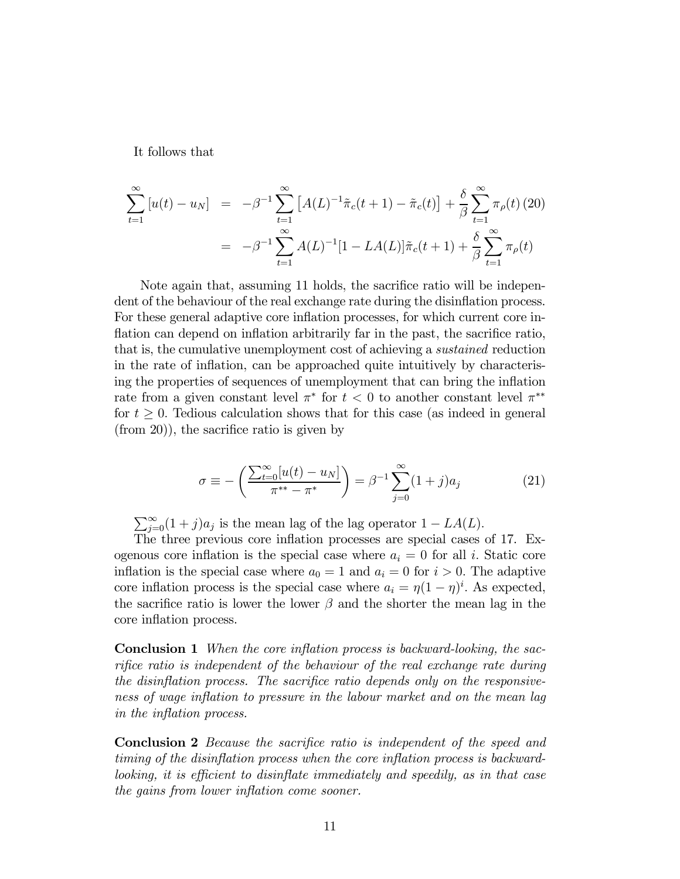It follows that

$$\begin{aligned}\sum_{t=1}^{\infty}[u(t)-u_N] &= -\beta^{-1}\sum_{t=1}^{\infty}\left[A(L)^{-1}\tilde{\pi}_c(t+1)-\tilde{\pi}_c(t)\right]+\frac{\delta}{\beta}\sum_{t=1}^{\infty}\pi_\rho(t) \quad (20)\\ &= -\beta^{-1}\sum_{t=1}^{\infty}A(L)^{-1}[1-LA(L)]\tilde{\pi}_c(t+1)+\frac{\delta}{\beta}\sum_{t=1}^{\infty}\pi_\rho(t)\end{aligned}$$

Note again that, assuming 11 holds, the sacrifice ratio will be independent of the behaviour of the real exchange rate during the disinflation process. For these general adaptive core inflation processes, for which current core inflation can depend on inflation arbitrarily far in the past, the sacrifice ratio, that is, the cumulative unemployment cost of achieving a *sustained* reduction in the rate of inflation, can be approached quite intuitively by characterising the properties of sequences of unemployment that can bring the inflation rate from a given constant level $\pi^*$ for $t<0$ to another constant level $\pi^{**}$ for $t\geq 0$. Tedious calculation shows that for this case (as indeed in general (from 20)), the sacrifice ratio is given by

$$\sigma \equiv -\left(\frac{\sum_{t=0}^{\infty}[u(t)-u_N]}{\pi^{**}-\pi^*}\right)=\beta^{-1}\sum_{j=0}^{\infty}(1+j)a_j \quad (21)$$

$\sum_{j=0}^{\infty}(1+j)a_j$ is the mean lag of the lag operator $1-LA(L)$.

The three previous core inflation processes are special cases of 17. Exogenous core inflation is the special case where $a_i=0$ for all $i$. Static core inflation is the special case where $a_0=1$ and $a_i=0$ for $i>0$. The adaptive core inflation process is the special case where $a_i=\eta(1-\eta)^i$. As expected, the sacrifice ratio is lower the lower $\beta$ and the shorter the mean lag in the core inflation process.

**Conclusion 1** *When the core inflation process is backward-looking, the sacrifice ratio is independent of the behaviour of the real exchange rate during the disinflation process. The sacrifice ratio depends only on the responsiveness of wage inflation to pressure in the labour market and on the mean lag in the inflation process.*

**Conclusion 2** *Because the sacrifice ratio is independent of the speed and timing of the disinflation process when the core inflation process is backward-looking, it is efficient to disinflate immediately and speedily, as in that case the gains from lower inflation come sooner.*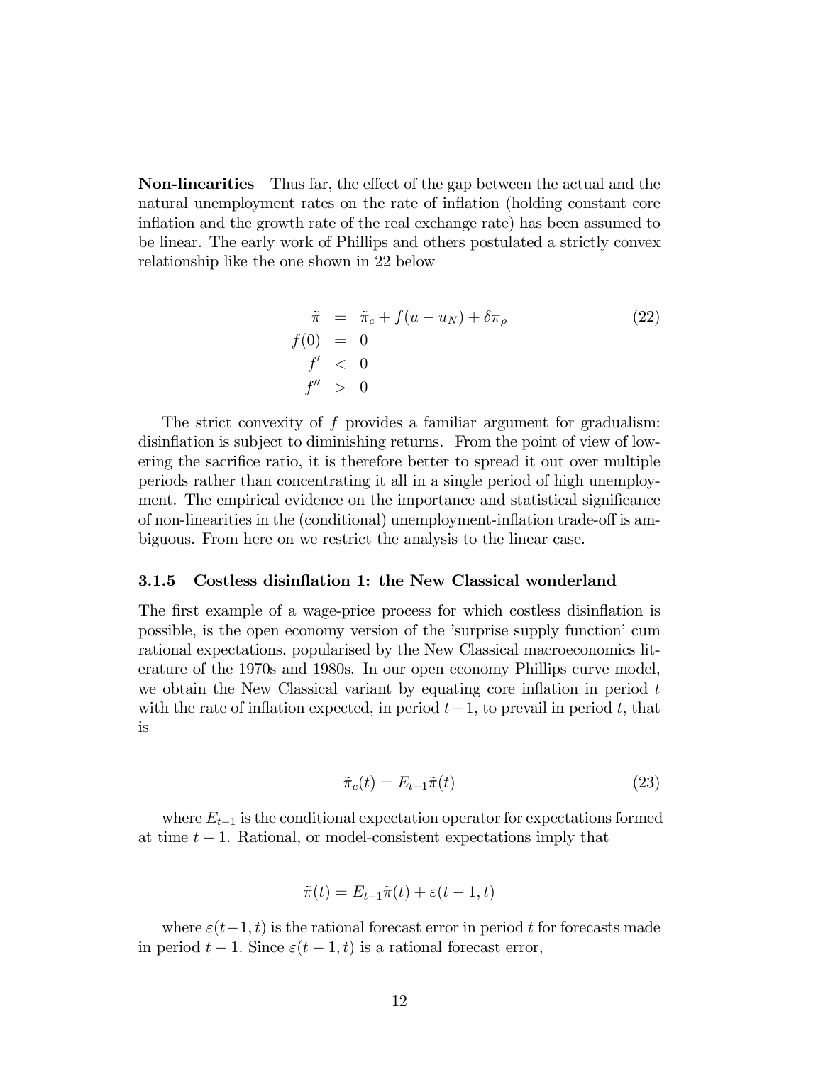**Non-linearities** Thus far, the effect of the gap between the actual and the natural unemployment rates on the rate of inflation (holding constant core inflation and the growth rate of the real exchange rate) has been assumed to be linear. The early work of Phillips and others postulated a strictly convex relationship like the one shown in 22 below

$$
\begin{aligned}
\tilde{\pi} &= \tilde{\pi}_c + f(u - u_N) + \delta \pi_\rho \qquad (22) \\
f(0) &= 0 \\
f' &< 0 \\
f'' &> 0
\end{aligned}
$$

The strict convexity of $f$ provides a familiar argument for gradualism: disinflation is subject to diminishing returns. From the point of view of lowering the sacrifice ratio, it is therefore better to spread it out over multiple periods rather than concentrating it all in a single period of high unemployment. The empirical evidence on the importance and statistical significance of non-linearities in the (conditional) unemployment-inflation trade-off is ambiguous. From here on we restrict the analysis to the linear case.

### 3.1.5 Costless disinflation 1: the New Classical wonderland

The first example of a wage-price process for which costless disinflation is possible, is the open economy version of the 'surprise supply function' cum rational expectations, popularised by the New Classical macroeconomics literature of the 1970s and 1980s. In our open economy Phillips curve model, we obtain the New Classical variant by equating core inflation in period $t$ with the rate of inflation expected, in period $t-1$, to prevail in period $t$, that is

$$
\tilde{\pi}_c(t) = E_{t-1}\tilde{\pi}(t) \qquad (23)
$$

where $E_{t-1}$ is the conditional expectation operator for expectations formed at time $t-1$. Rational, or model-consistent expectations imply that

$$
\tilde{\pi}(t) = E_{t-1}\tilde{\pi}(t) + \varepsilon(t-1, t)
$$

where $\varepsilon(t-1, t)$ is the rational forecast error in period $t$ for forecasts made in period $t-1$. Since $\varepsilon(t-1, t)$ is a rational forecast error,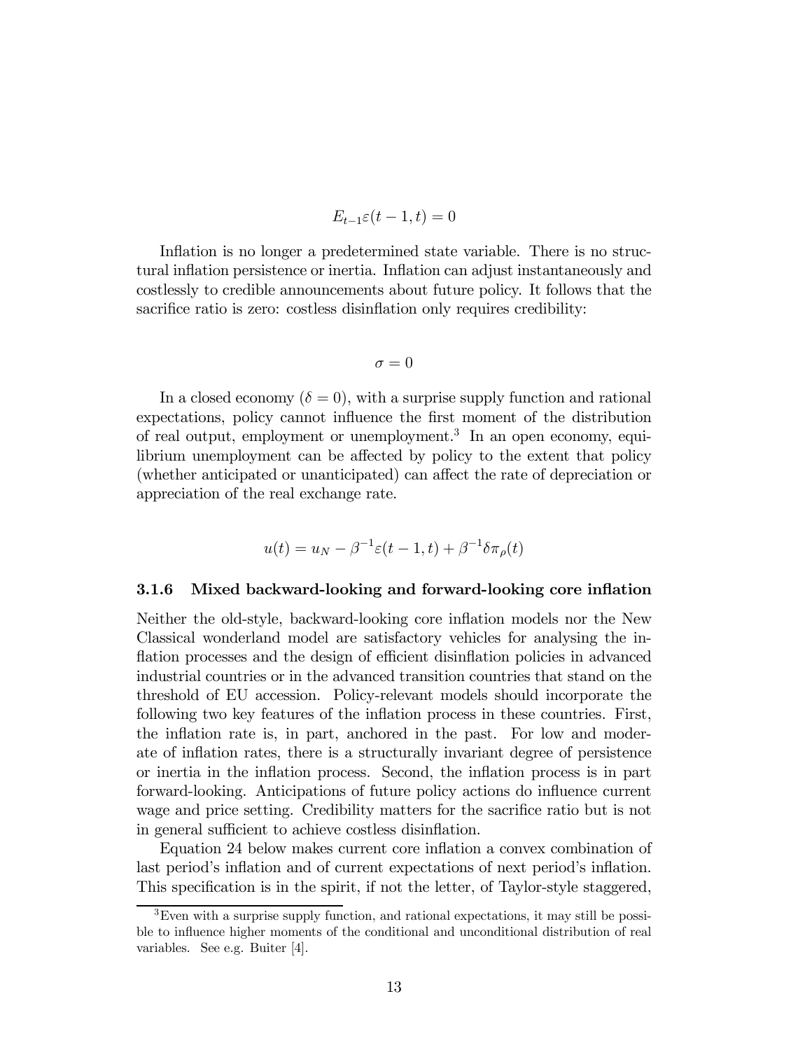$$E_{t-1}\varepsilon(t-1,t) = 0$$

Inflation is no longer a predetermined state variable. There is no structural inflation persistence or inertia. Inflation can adjust instantaneously and costlessly to credible announcements about future policy. It follows that the sacrifice ratio is zero: costless disinflation only requires credibility:

$$\sigma = 0$$

In a closed economy ($\delta = 0$), with a surprise supply function and rational expectations, policy cannot influence the first moment of the distribution of real output, employment or unemployment.[3] In an open economy, equilibrium unemployment can be affected by policy to the extent that policy (whether anticipated or unanticipated) can affect the rate of depreciation or appreciation of the real exchange rate.

$$u(t) = u_N - \beta^{-1}\varepsilon(t-1,t) + \beta^{-1}\delta\pi_\rho(t)$$

### 3.1.6 Mixed backward-looking and forward-looking core inflation

Neither the old-style, backward-looking core inflation models nor the New Classical wonderland model are satisfactory vehicles for analysing the inflation processes and the design of efficient disinflation policies in advanced industrial countries or in the advanced transition countries that stand on the threshold of EU accession. Policy-relevant models should incorporate the following two key features of the inflation process in these countries. First, the inflation rate is, in part, anchored in the past. For low and moderate of inflation rates, there is a structurally invariant degree of persistence or inertia in the inflation process. Second, the inflation process is in part forward-looking. Anticipations of future policy actions do influence current wage and price setting. Credibility matters for the sacrifice ratio but is not in general sufficient to achieve costless disinflation.

Equation 24 below makes current core inflation a convex combination of last period's inflation and of current expectations of next period's inflation. This specification is in the spirit, if not the letter, of Taylor-style staggered,

[3] Even with a surprise supply function, and rational expectations, it may still be possible to influence higher moments of the conditional and unconditional distribution of real variables. See e.g. Buiter [4].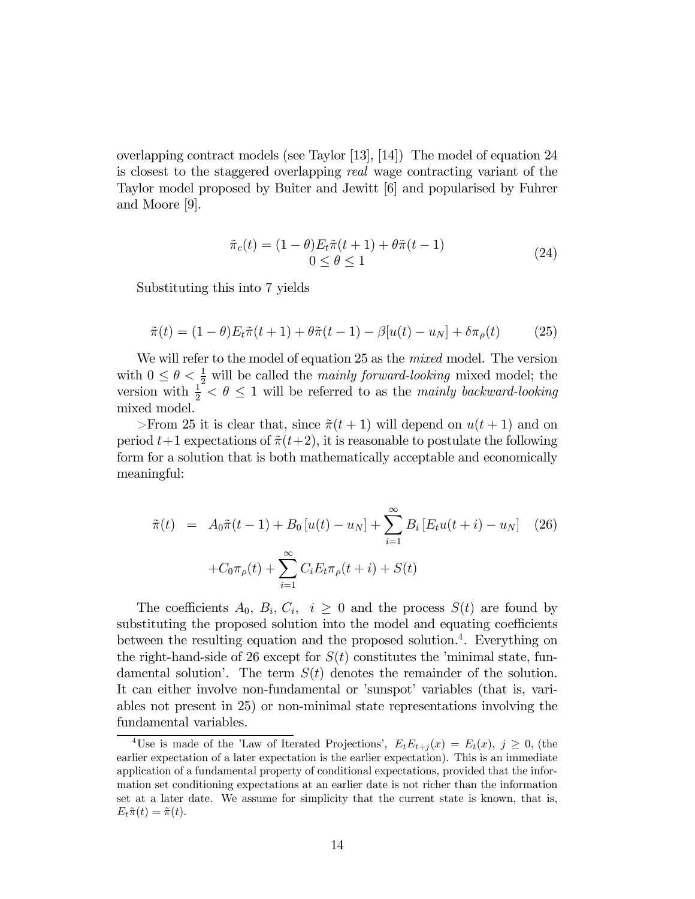overlapping contract models (see Taylor [13], [14]) The model of equation 24 is closest to the staggered overlapping *real* wage contracting variant of the Taylor model proposed by Buiter and Jewitt [6] and popularised by Fuhrer and Moore [9].

$$
\begin{gathered}
\tilde{\pi}_c(t) = (1-\theta)E_t\tilde{\pi}(t+1) + \theta\tilde{\pi}(t-1) \\
0 \leq \theta \leq 1
\end{gathered}
\tag{24}
$$

Substituting this into 7 yields

$$
\tilde{\pi}(t) = (1-\theta)E_t\tilde{\pi}(t+1) + \theta\tilde{\pi}(t-1) - \beta[u(t) - u_N] + \delta\pi_\rho(t) \tag{25}
$$

We will refer to the model of equation 25 as the *mixed* model. The version with $0 \leq \theta < \frac{1}{2}$ will be called the *mainly forward-looking* mixed model; the version with $\frac{1}{2} < \theta \leq 1$ will be referred to as the *mainly backward-looking* mixed model.

>From 25 it is clear that, since $\tilde{\pi}(t+1)$ will depend on $u(t+1)$ and on period $t+1$ expectations of $\tilde{\pi}(t+2)$, it is reasonable to postulate the following form for a solution that is both mathematically acceptable and economically meaningful:

$$
\begin{aligned}
\tilde{\pi}(t) &= A_0\tilde{\pi}(t-1) + B_0\left[u(t) - u_N\right] + \sum_{i=1}^{\infty} B_i\left[E_t u(t+i) - u_N\right] \\
&\quad + C_0\pi_\rho(t) + \sum_{i=1}^{\infty} C_i E_t\pi_\rho(t+i) + S(t)
\end{aligned}
\tag{26}
$$

The coefficients $A_0$, $B_i$, $C_i$, $i \geq 0$ and the process $S(t)$ are found by substituting the proposed solution into the model and equating coefficients between the resulting equation and the proposed solution.[4]. Everything on the right-hand-side of 26 except for $S(t)$ constitutes the 'minimal state, fundamental solution'. The term $S(t)$ denotes the remainder of the solution. It can either involve non-fundamental or 'sunspot' variables (that is, variables not present in 25) or non-minimal state representations involving the fundamental variables.

---

[4] Use is made of the 'Law of Iterated Projections', $E_t E_{t+j}(x) = E_t(x)$, $j \geq 0$, (the earlier expectation of a later expectation is the earlier expectation). This is an immediate application of a fundamental property of conditional expectations, provided that the information set conditioning expectations at an earlier date is not richer than the information set at a later date. We assume for simplicity that the current state is known, that is, $E_t\tilde{\pi}(t) = \tilde{\pi}(t)$.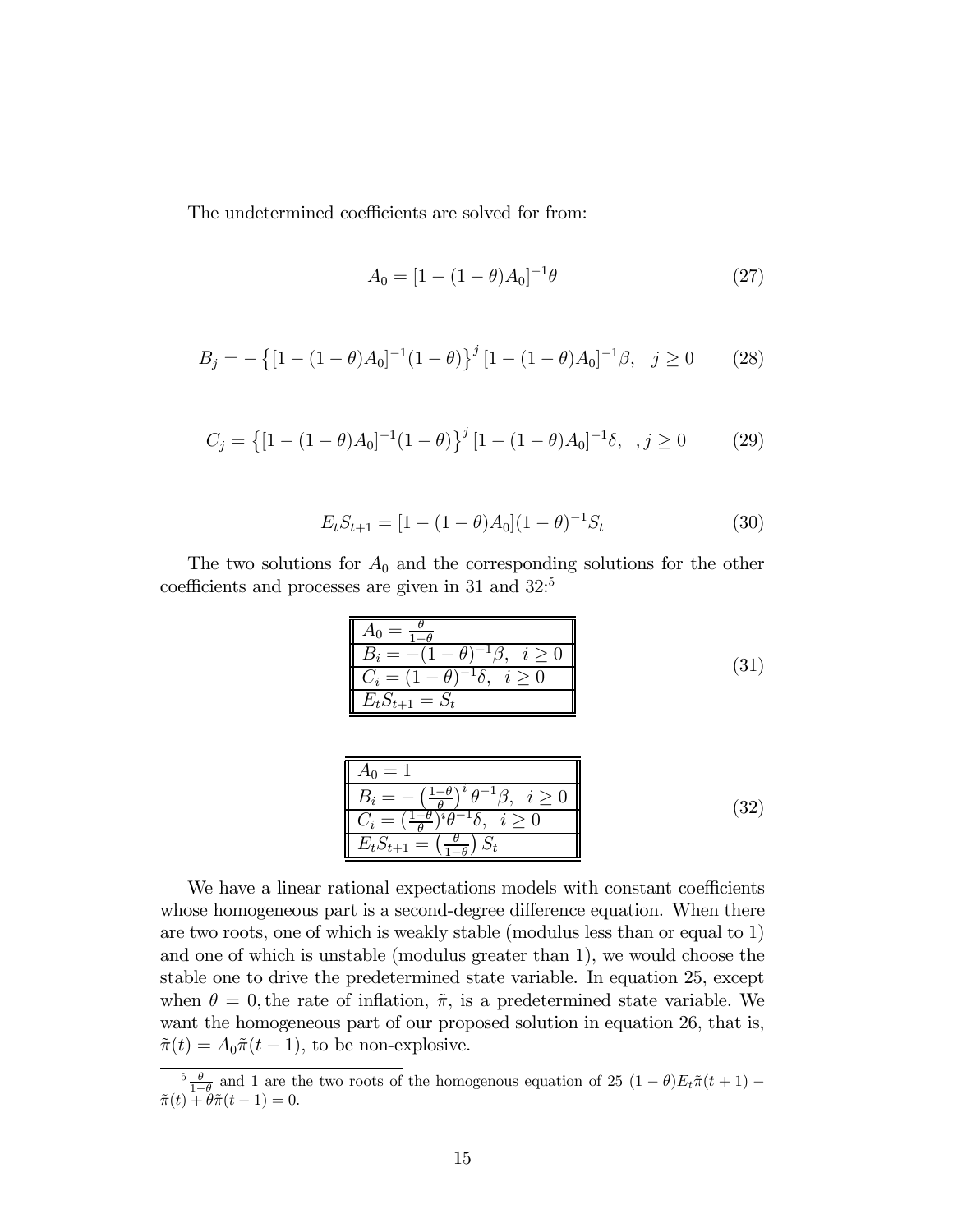The undetermined coefficients are solved for from:

$$A_0 = [1 - (1-\theta)A_0]^{-1}\theta \tag{27}$$

$$B_j = -\left\{[1-(1-\theta)A_0]^{-1}(1-\theta)\right\}^j [1-(1-\theta)A_0]^{-1}\beta, \quad j \geq 0 \tag{28}$$

$$C_j = \left\{[1-(1-\theta)A_0]^{-1}(1-\theta)\right\}^j [1-(1-\theta)A_0]^{-1}\delta, \quad , j \geq 0 \tag{29}$$

$$E_t S_{t+1} = [1-(1-\theta)A_0](1-\theta)^{-1} S_t \tag{30}$$

The two solutions for $A_0$ and the corresponding solutions for the other coefficients and processes are given in 31 and 32:[5]

$$\begin{array}{|l|} \hline A_0 = \frac{\theta}{1-\theta} \\ \hline B_i = -(1-\theta)^{-1}\beta, \ \ i \geq 0 \\ \hline C_i = (1-\theta)^{-1}\delta, \ \ i \geq 0 \\ \hline E_t S_{t+1} = S_t \\ \hline \end{array} \tag{31}$$

$$\begin{array}{|l|} \hline A_0 = 1 \\ \hline B_i = -\left(\frac{1-\theta}{\theta}\right)^i \theta^{-1}\beta, \ \ i \geq 0 \\ \hline C_i = (\frac{1-\theta}{\theta})^i \theta^{-1}\delta, \ \ i \geq 0 \\ \hline E_t S_{t+1} = \left(\frac{\theta}{1-\theta}\right) S_t \\ \hline \end{array} \tag{32}$$

We have a linear rational expectations models with constant coefficients whose homogeneous part is a second-degree difference equation. When there are two roots, one of which is weakly stable (modulus less than or equal to 1) and one of which is unstable (modulus greater than 1), we would choose the stable one to drive the predetermined state variable. In equation 25, except when $\theta = 0$, the rate of inflation, $\tilde{\pi}$, is a predetermined state variable. We want the homogeneous part of our proposed solution in equation 26, that is, $\tilde{\pi}(t) = A_0\tilde{\pi}(t-1)$, to be non-explosive.

---

[5] $\frac{\theta}{1-\theta}$ and 1 are the two roots of the homogenous equation of 25 $(1-\theta)E_t\tilde{\pi}(t+1) - \tilde{\pi}(t) + \theta\tilde{\pi}(t-1) = 0$.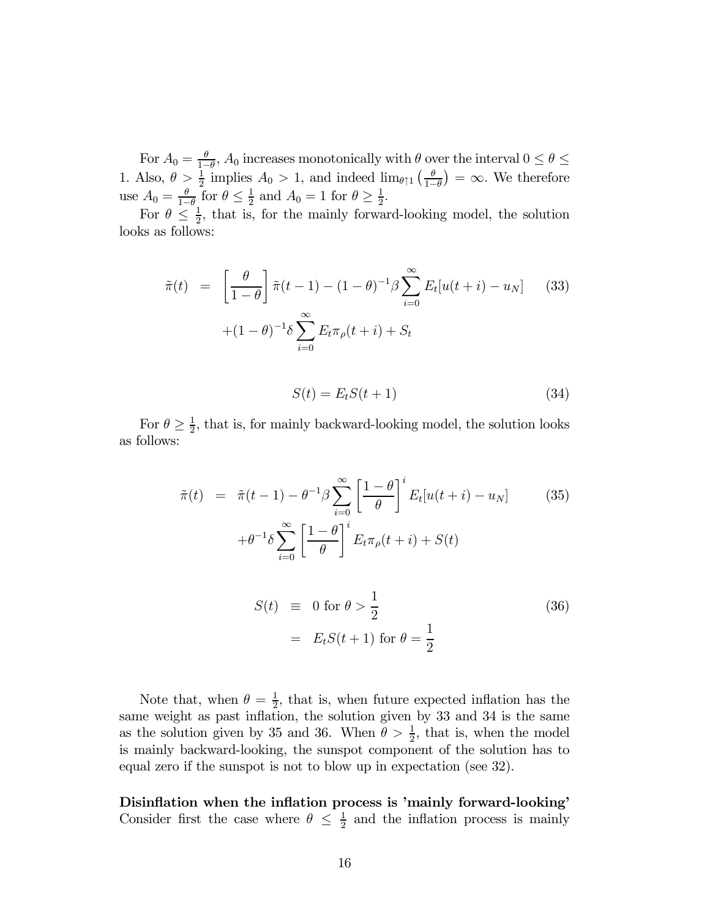For $A_0 = \frac{\theta}{1-\theta}$, $A_0$ increases monotonically with $\theta$ over the interval $0 \leq \theta \leq 1$. Also, $\theta > \frac{1}{2}$ implies $A_0 > 1$, and indeed $\lim_{\theta \uparrow 1} \left(\frac{\theta}{1-\theta}\right) = \infty$. We therefore use $A_0 = \frac{\theta}{1-\theta}$ for $\theta \leq \frac{1}{2}$ and $A_0 = 1$ for $\theta \geq \frac{1}{2}$.

For $\theta \leq \frac{1}{2}$, that is, for the mainly forward-looking model, the solution looks as follows:

$$
\begin{aligned}
\tilde{\pi}(t) &= \left[\frac{\theta}{1-\theta}\right] \tilde{\pi}(t-1) - (1-\theta)^{-1} \beta \sum_{i=0}^{\infty} E_t[u(t+i) - u_N] \qquad (33) \\
&\quad + (1-\theta)^{-1} \delta \sum_{i=0}^{\infty} E_t \pi_\rho(t+i) + S_t
\end{aligned}
$$

$$
S(t) = E_t S(t+1) \qquad (34)
$$

For $\theta \geq \frac{1}{2}$, that is, for mainly backward-looking model, the solution looks as follows:

$$
\begin{aligned}
\tilde{\pi}(t) &= \tilde{\pi}(t-1) - \theta^{-1} \beta \sum_{i=0}^{\infty} \left[\frac{1-\theta}{\theta}\right]^i E_t[u(t+i) - u_N] \qquad (35) \\
&\quad + \theta^{-1} \delta \sum_{i=0}^{\infty} \left[\frac{1-\theta}{\theta}\right]^i E_t \pi_\rho(t+i) + S(t)
\end{aligned}
$$

$$
\begin{aligned}
S(t) &\equiv 0 \text{ for } \theta > \frac{1}{2} \qquad (36) \\
&= E_t S(t+1) \text{ for } \theta = \frac{1}{2}
\end{aligned}
$$

Note that, when $\theta = \frac{1}{2}$, that is, when future expected inflation has the same weight as past inflation, the solution given by 33 and 34 is the same as the solution given by 35 and 36. When $\theta > \frac{1}{2}$, that is, when the model is mainly backward-looking, the sunspot component of the solution has to equal zero if the sunspot is not to blow up in expectation (see 32).

**Disinflation when the inflation process is 'mainly forward-looking'** Consider first the case where $\theta \leq \frac{1}{2}$ and the inflation process is mainly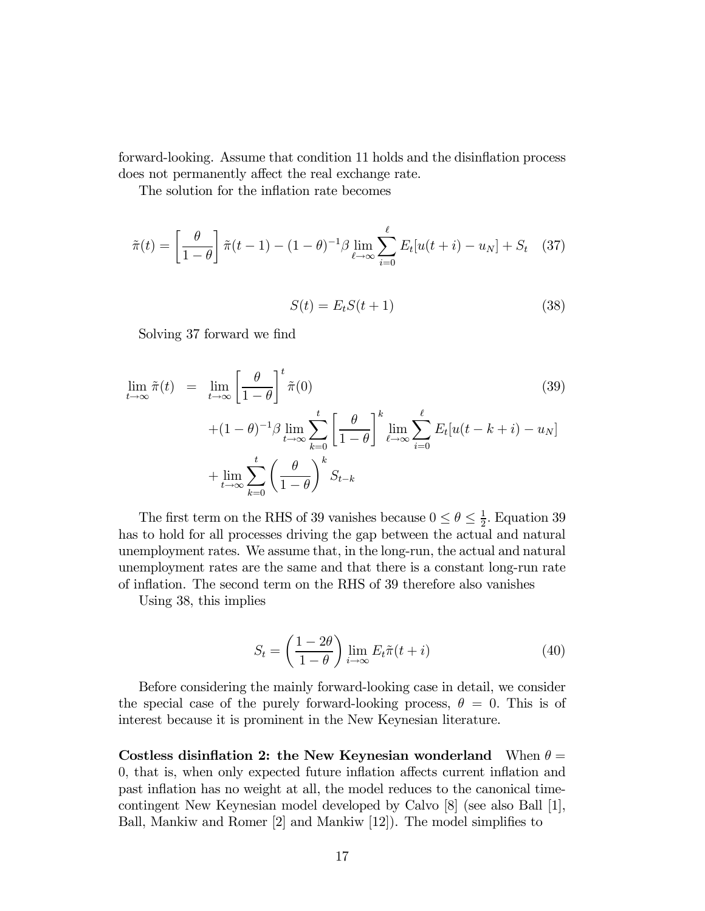forward-looking. Assume that condition 11 holds and the disinflation process does not permanently affect the real exchange rate.

The solution for the inflation rate becomes

$$\tilde{\pi}(t) = \left[\frac{\theta}{1-\theta}\right]\tilde{\pi}(t-1) - (1-\theta)^{-1}\beta \lim_{\ell\to\infty}\sum_{i=0}^{\ell} E_t[u(t+i) - u_N] + S_t \quad (37)$$

$$S(t) = E_t S(t+1) \quad (38)$$

Solving 37 forward we find

$$\begin{aligned} \lim_{t\to\infty}\tilde{\pi}(t) &= \lim_{t\to\infty}\left[\frac{\theta}{1-\theta}\right]^t \tilde{\pi}(0) \quad (39) \\ &\quad +(1-\theta)^{-1}\beta \lim_{t\to\infty}\sum_{k=0}^{t}\left[\frac{\theta}{1-\theta}\right]^k \lim_{\ell\to\infty}\sum_{i=0}^{\ell} E_t[u(t-k+i) - u_N] \\ &\quad + \lim_{t\to\infty}\sum_{k=0}^{t}\left(\frac{\theta}{1-\theta}\right)^k S_{t-k} \end{aligned}$$

The first term on the RHS of 39 vanishes because $0 \leq \theta \leq \frac{1}{2}$. Equation 39 has to hold for all processes driving the gap between the actual and natural unemployment rates. We assume that, in the long-run, the actual and natural unemployment rates are the same and that there is a constant long-run rate of inflation. The second term on the RHS of 39 therefore also vanishes

Using 38, this implies

$$S_t = \left(\frac{1-2\theta}{1-\theta}\right)\lim_{i\to\infty} E_t\tilde{\pi}(t+i) \quad (40)$$

Before considering the mainly forward-looking case in detail, we consider the special case of the purely forward-looking process, $\theta = 0$. This is of interest because it is prominent in the New Keynesian literature.

**Costless disinflation 2: the New Keynesian wonderland** When $\theta = 0$, that is, when only expected future inflation affects current inflation and past inflation has no weight at all, the model reduces to the canonical time-contingent New Keynesian model developed by Calvo [8] (see also Ball [1], Ball, Mankiw and Romer [2] and Mankiw [12]). The model simplifies to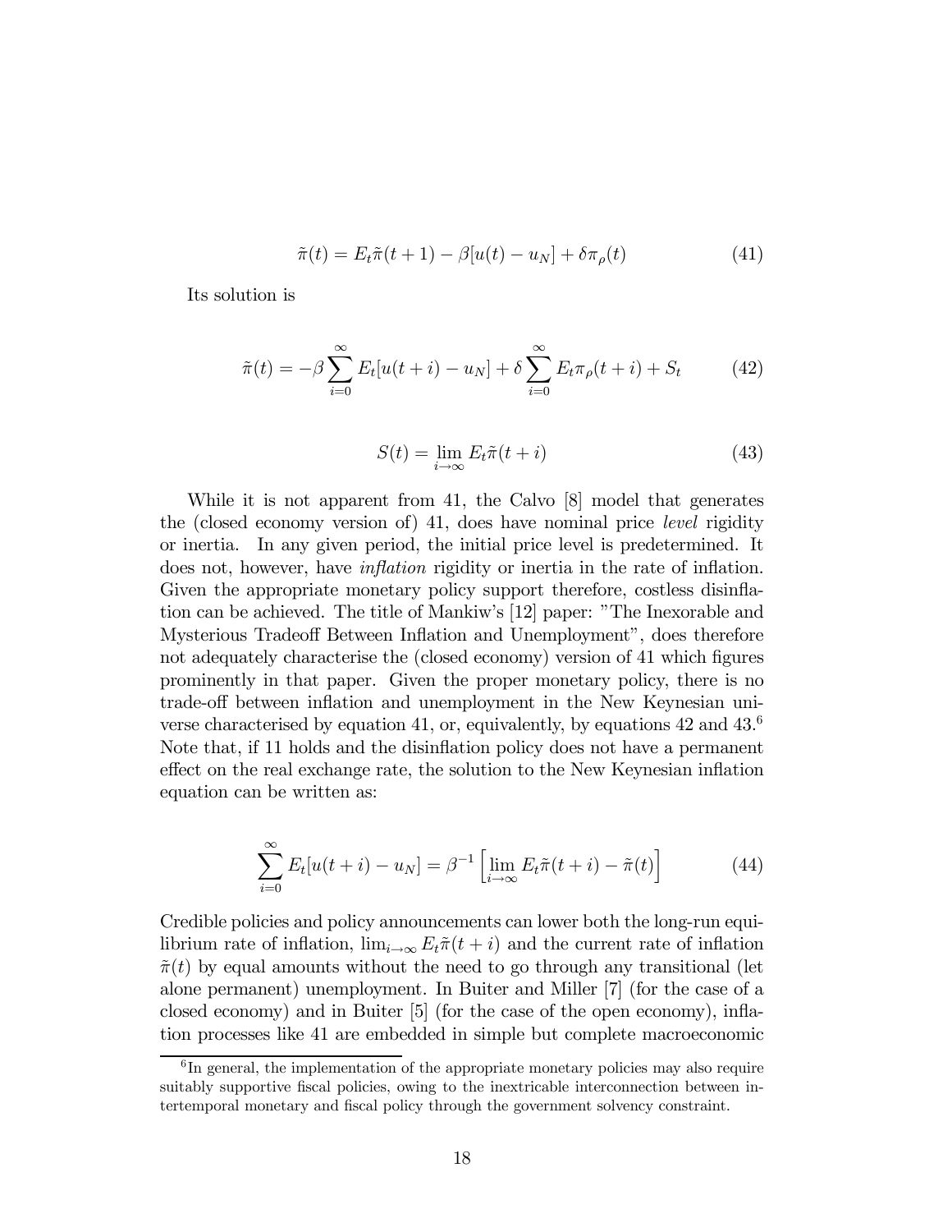$$\tilde{\pi}(t) = E_t\tilde{\pi}(t+1) - \beta[u(t) - u_N] + \delta\pi_\rho(t) \tag{41}$$

Its solution is

$$\tilde{\pi}(t) = -\beta \sum_{i=0}^{\infty} E_t[u(t+i) - u_N] + \delta \sum_{i=0}^{\infty} E_t\pi_\rho(t+i) + S_t \tag{42}$$

$$S(t) = \lim_{i\to\infty} E_t\tilde{\pi}(t+i) \tag{43}$$

While it is not apparent from 41, the Calvo [8] model that generates the (closed economy version of) 41, does have nominal price *level* rigidity or inertia. In any given period, the initial price level is predetermined. It does not, however, have *inflation* rigidity or inertia in the rate of inflation. Given the appropriate monetary policy support therefore, costless disinflation can be achieved. The title of Mankiw's [12] paper: "The Inexorable and Mysterious Tradeoff Between Inflation and Unemployment", does therefore not adequately characterise the (closed economy) version of 41 which figures prominently in that paper. Given the proper monetary policy, there is no trade-off between inflation and unemployment in the New Keynesian universe characterised by equation 41, or, equivalently, by equations 42 and 43.[6] Note that, if 11 holds and the disinflation policy does not have a permanent effect on the real exchange rate, the solution to the New Keynesian inflation equation can be written as:

$$\sum_{i=0}^{\infty} E_t[u(t+i) - u_N] = \beta^{-1}\left[\lim_{i\to\infty} E_t\tilde{\pi}(t+i) - \tilde{\pi}(t)\right] \tag{44}$$

Credible policies and policy announcements can lower both the long-run equilibrium rate of inflation, $\lim_{i\to\infty} E_t\tilde{\pi}(t+i)$ and the current rate of inflation $\tilde{\pi}(t)$ by equal amounts without the need to go through any transitional (let alone permanent) unemployment. In Buiter and Miller [7] (for the case of a closed economy) and in Buiter [5] (for the case of the open economy), inflation processes like 41 are embedded in simple but complete macroeconomic

[6] In general, the implementation of the appropriate monetary policies may also require suitably supportive fiscal policies, owing to the inextricable interconnection between intertemporal monetary and fiscal policy through the government solvency constraint.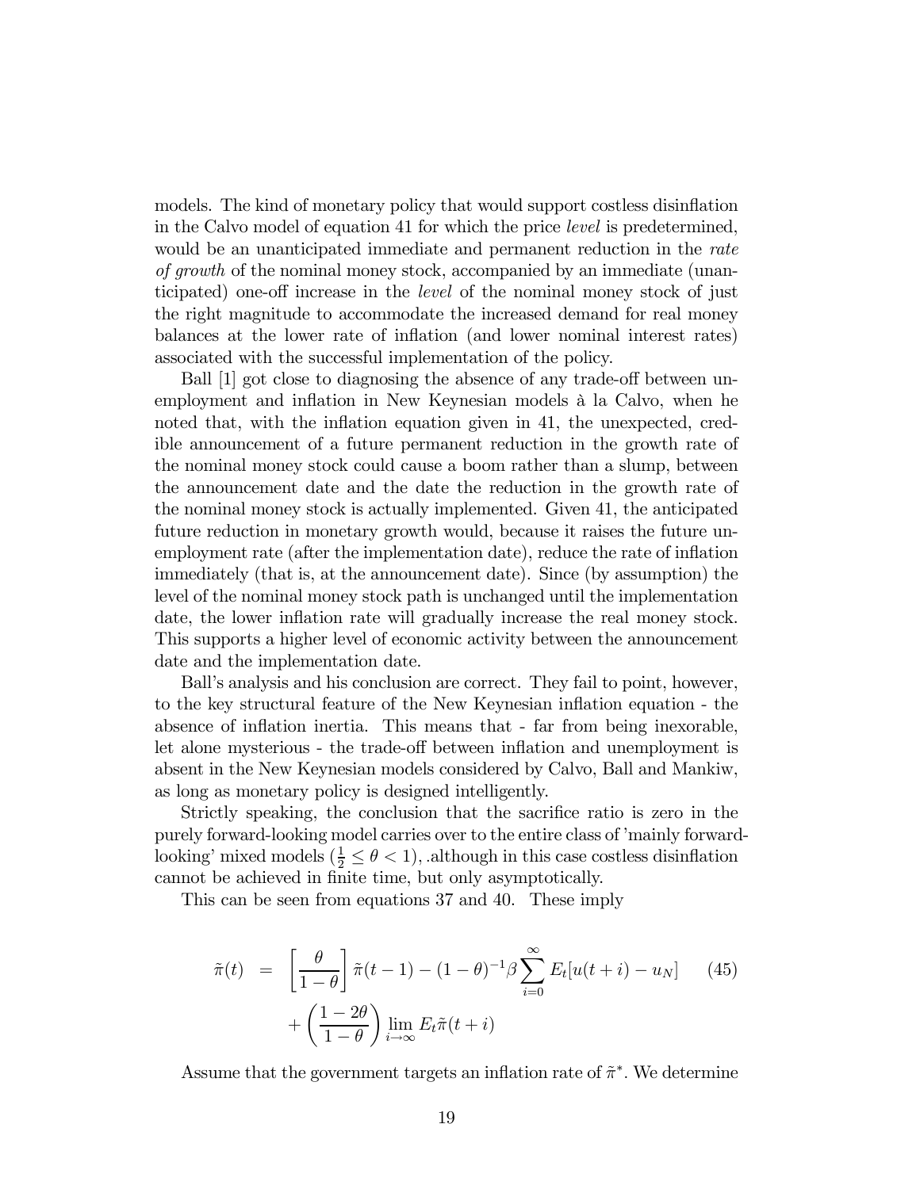models. The kind of monetary policy that would support costless disinflation in the Calvo model of equation 41 for which the price *level* is predetermined, would be an unanticipated immediate and permanent reduction in the *rate of growth* of the nominal money stock, accompanied by an immediate (unanticipated) one-off increase in the *level* of the nominal money stock of just the right magnitude to accommodate the increased demand for real money balances at the lower rate of inflation (and lower nominal interest rates) associated with the successful implementation of the policy.

Ball [1] got close to diagnosing the absence of any trade-off between unemployment and inflation in New Keynesian models à la Calvo, when he noted that, with the inflation equation given in 41, the unexpected, credible announcement of a future permanent reduction in the growth rate of the nominal money stock could cause a boom rather than a slump, between the announcement date and the date the reduction in the growth rate of the nominal money stock is actually implemented. Given 41, the anticipated future reduction in monetary growth would, because it raises the future unemployment rate (after the implementation date), reduce the rate of inflation immediately (that is, at the announcement date). Since (by assumption) the level of the nominal money stock path is unchanged until the implementation date, the lower inflation rate will gradually increase the real money stock. This supports a higher level of economic activity between the announcement date and the implementation date.

Ball's analysis and his conclusion are correct. They fail to point, however, to the key structural feature of the New Keynesian inflation equation - the absence of inflation inertia. This means that - far from being inexorable, let alone mysterious - the trade-off between inflation and unemployment is absent in the New Keynesian models considered by Calvo, Ball and Mankiw, as long as monetary policy is designed intelligently.

Strictly speaking, the conclusion that the sacrifice ratio is zero in the purely forward-looking model carries over to the entire class of 'mainly forward-looking' mixed models ($\frac{1}{2} \leq \theta < 1$), .although in this case costless disinflation cannot be achieved in finite time, but only asymptotically.

This can be seen from equations 37 and 40. These imply

$$
\begin{aligned}
\tilde{\pi}(t) &= \left[\frac{\theta}{1-\theta}\right]\tilde{\pi}(t-1) - (1-\theta)^{-1}\beta\sum_{i=0}^{\infty}E_t[u(t+i)-u_N] \qquad (45)\\
&\quad + \left(\frac{1-2\theta}{1-\theta}\right)\lim_{i\to\infty}E_t\tilde{\pi}(t+i)
\end{aligned}
$$

Assume that the government targets an inflation rate of $\tilde{\pi}^*$. We determine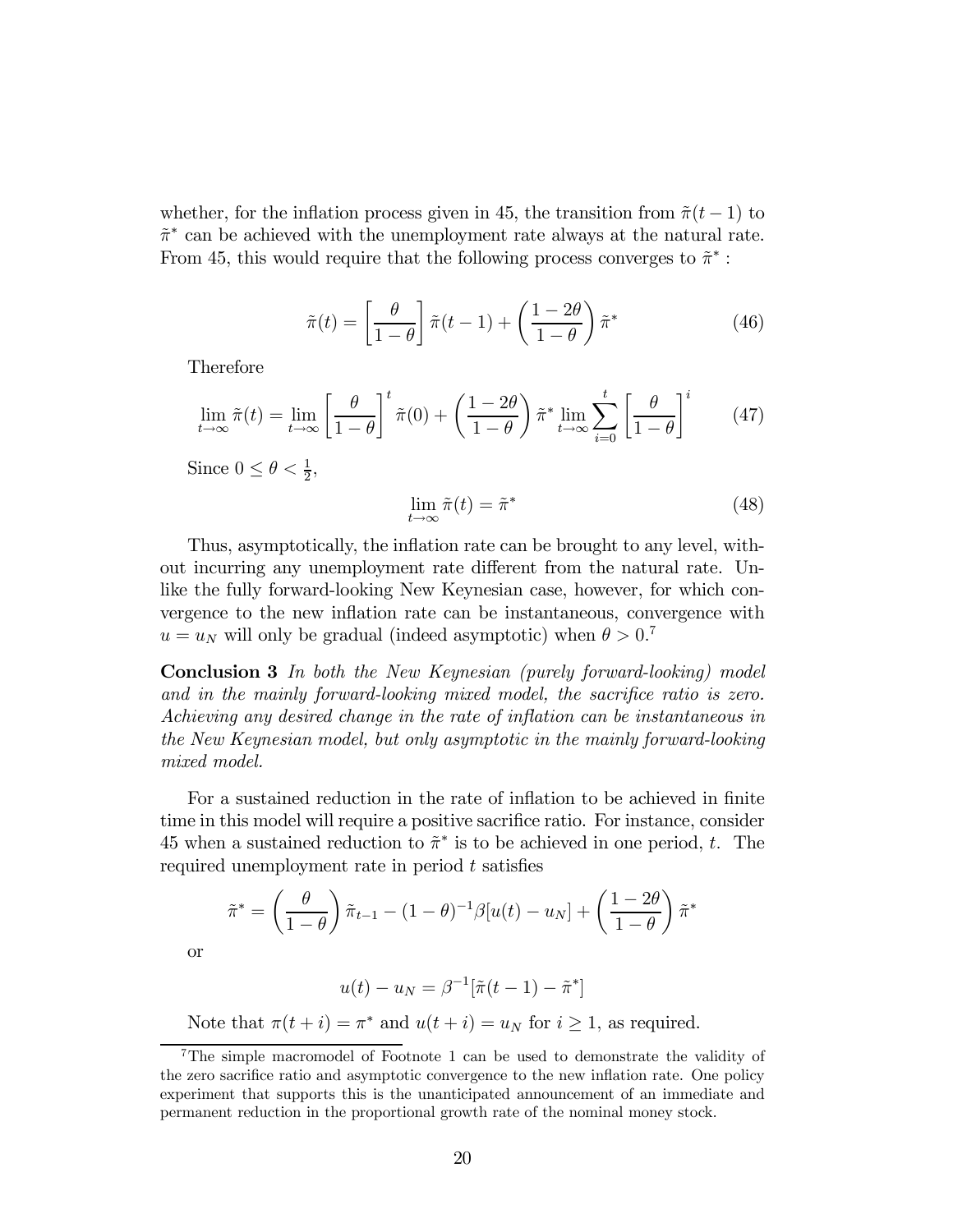whether, for the inflation process given in 45, the transition from $\tilde{\pi}(t-1)$ to $\tilde{\pi}^*$ can be achieved with the unemployment rate always at the natural rate. From 45, this would require that the following process converges to $\tilde{\pi}^*$ :

$$\tilde{\pi}(t) = \left[\frac{\theta}{1-\theta}\right]\tilde{\pi}(t-1) + \left(\frac{1-2\theta}{1-\theta}\right)\tilde{\pi}^* \tag{46}$$

Therefore

$$\lim_{t\to\infty}\tilde{\pi}(t) = \lim_{t\to\infty}\left[\frac{\theta}{1-\theta}\right]^t\tilde{\pi}(0) + \left(\frac{1-2\theta}{1-\theta}\right)\tilde{\pi}^*\lim_{t\to\infty}\sum_{i=0}^{t}\left[\frac{\theta}{1-\theta}\right]^i \tag{47}$$

Since $0 \leq \theta < \frac{1}{2}$,

$$\lim_{t\to\infty}\tilde{\pi}(t) = \tilde{\pi}^* \tag{48}$$

Thus, asymptotically, the inflation rate can be brought to any level, without incurring any unemployment rate different from the natural rate. Unlike the fully forward-looking New Keynesian case, however, for which convergence to the new inflation rate can be instantaneous, convergence with $u = u_N$ will only be gradual (indeed asymptotic) when $\theta > 0$.[7]

**Conclusion 3** *In both the New Keynesian (purely forward-looking) model and in the mainly forward-looking mixed model, the sacrifice ratio is zero. Achieving any desired change in the rate of inflation can be instantaneous in the New Keynesian model, but only asymptotic in the mainly forward-looking mixed model.*

For a sustained reduction in the rate of inflation to be achieved in finite time in this model will require a positive sacrifice ratio. For instance, consider 45 when a sustained reduction to $\tilde{\pi}^*$ is to be achieved in one period, $t$. The required unemployment rate in period $t$ satisfies

$$\tilde{\pi}^* = \left(\frac{\theta}{1-\theta}\right)\tilde{\pi}_{t-1} - (1-\theta)^{-1}\beta[u(t) - u_N] + \left(\frac{1-2\theta}{1-\theta}\right)\tilde{\pi}^*$$

or

$$u(t) - u_N = \beta^{-1}[\tilde{\pi}(t-1) - \tilde{\pi}^*]$$

Note that $\pi(t+i) = \pi^*$ and $u(t+i) = u_N$ for $i \geq 1$, as required.

---

[7] The simple macromodel of Footnote 1 can be used to demonstrate the validity of the zero sacrifice ratio and asymptotic convergence to the new inflation rate. One policy experiment that supports this is the unanticipated announcement of an immediate and permanent reduction in the proportional growth rate of the nominal money stock.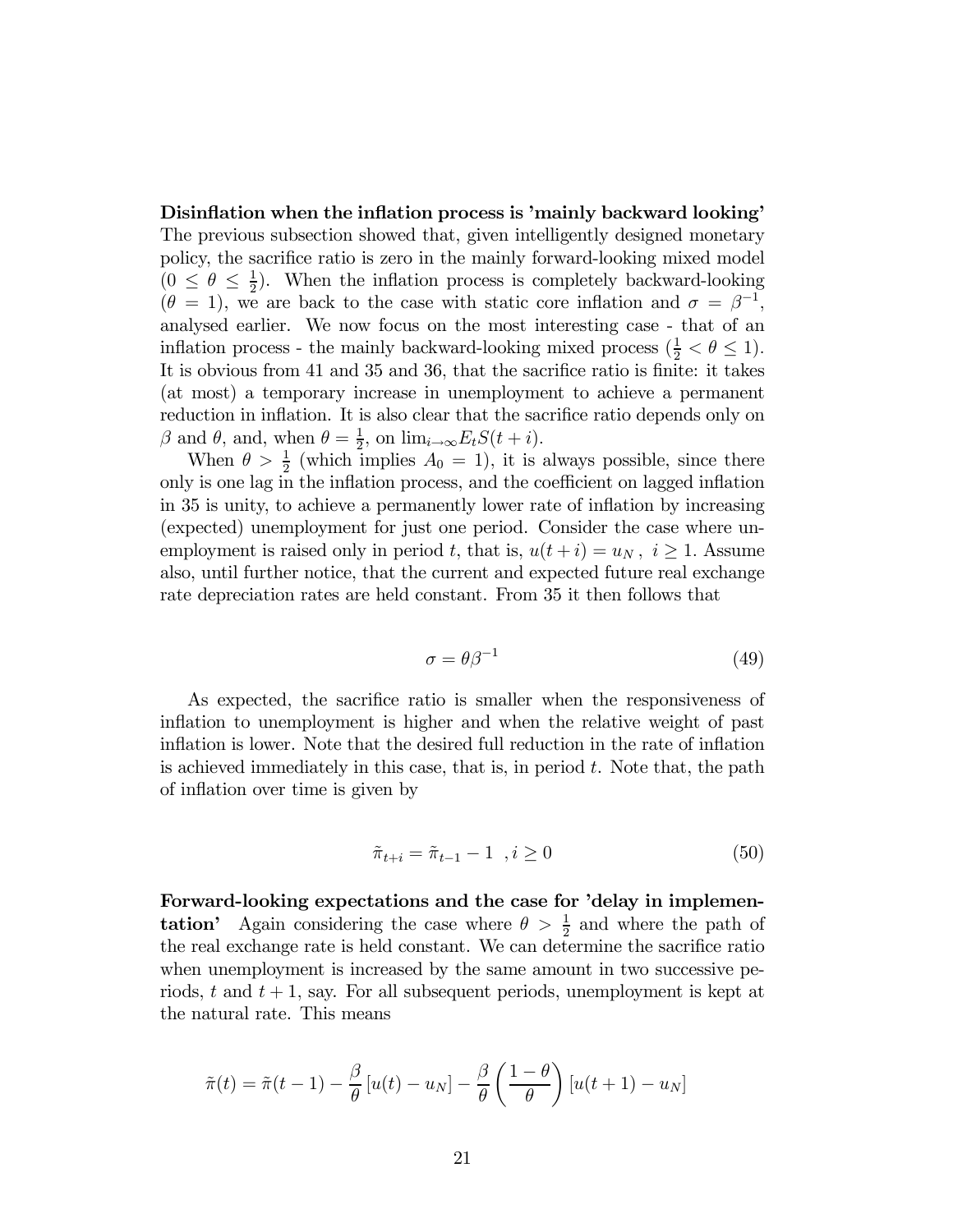**Disinflation when the inflation process is 'mainly backward looking'** The previous subsection showed that, given intelligently designed monetary policy, the sacrifice ratio is zero in the mainly forward-looking mixed model ($0 \leq \theta \leq \frac{1}{2}$). When the inflation process is completely backward-looking ($\theta = 1$), we are back to the case with static core inflation and $\sigma = \beta^{-1}$, analysed earlier. We now focus on the most interesting case - that of an inflation process - the mainly backward-looking mixed process ($\frac{1}{2} < \theta \leq 1$). It is obvious from 41 and 35 and 36, that the sacrifice ratio is finite: it takes (at most) a temporary increase in unemployment to achieve a permanent reduction in inflation. It is also clear that the sacrifice ratio depends only on $\beta$ and $\theta$, and, when $\theta = \frac{1}{2}$, on $\lim_{i \to \infty} E_t S(t+i)$.

When $\theta > \frac{1}{2}$ (which implies $A_0 = 1$), it is always possible, since there only is one lag in the inflation process, and the coefficient on lagged inflation in 35 is unity, to achieve a permanently lower rate of inflation by increasing (expected) unemployment for just one period. Consider the case where unemployment is raised only in period $t$, that is, $u(t+i) = u_N$, $i \geq 1$. Assume also, until further notice, that the current and expected future real exchange rate depreciation rates are held constant. From 35 it then follows that

$$\sigma = \theta \beta^{-1} \tag{49}$$

As expected, the sacrifice ratio is smaller when the responsiveness of inflation to unemployment is higher and when the relative weight of past inflation is lower. Note that the desired full reduction in the rate of inflation is achieved immediately in this case, that is, in period $t$. Note that, the path of inflation over time is given by

$$\tilde{\pi}_{t+i} = \tilde{\pi}_{t-1} - 1 \ \ , i \geq 0 \tag{50}$$

**Forward-looking expectations and the case for 'delay in implementation'** Again considering the case where $\theta > \frac{1}{2}$ and where the path of the real exchange rate is held constant. We can determine the sacrifice ratio when unemployment is increased by the same amount in two successive periods, $t$ and $t+1$, say. For all subsequent periods, unemployment is kept at the natural rate. This means

$$\tilde{\pi}(t) = \tilde{\pi}(t-1) - \frac{\beta}{\theta}\left[u(t) - u_N\right] - \frac{\beta}{\theta}\left(\frac{1-\theta}{\theta}\right)\left[u(t+1) - u_N\right]$$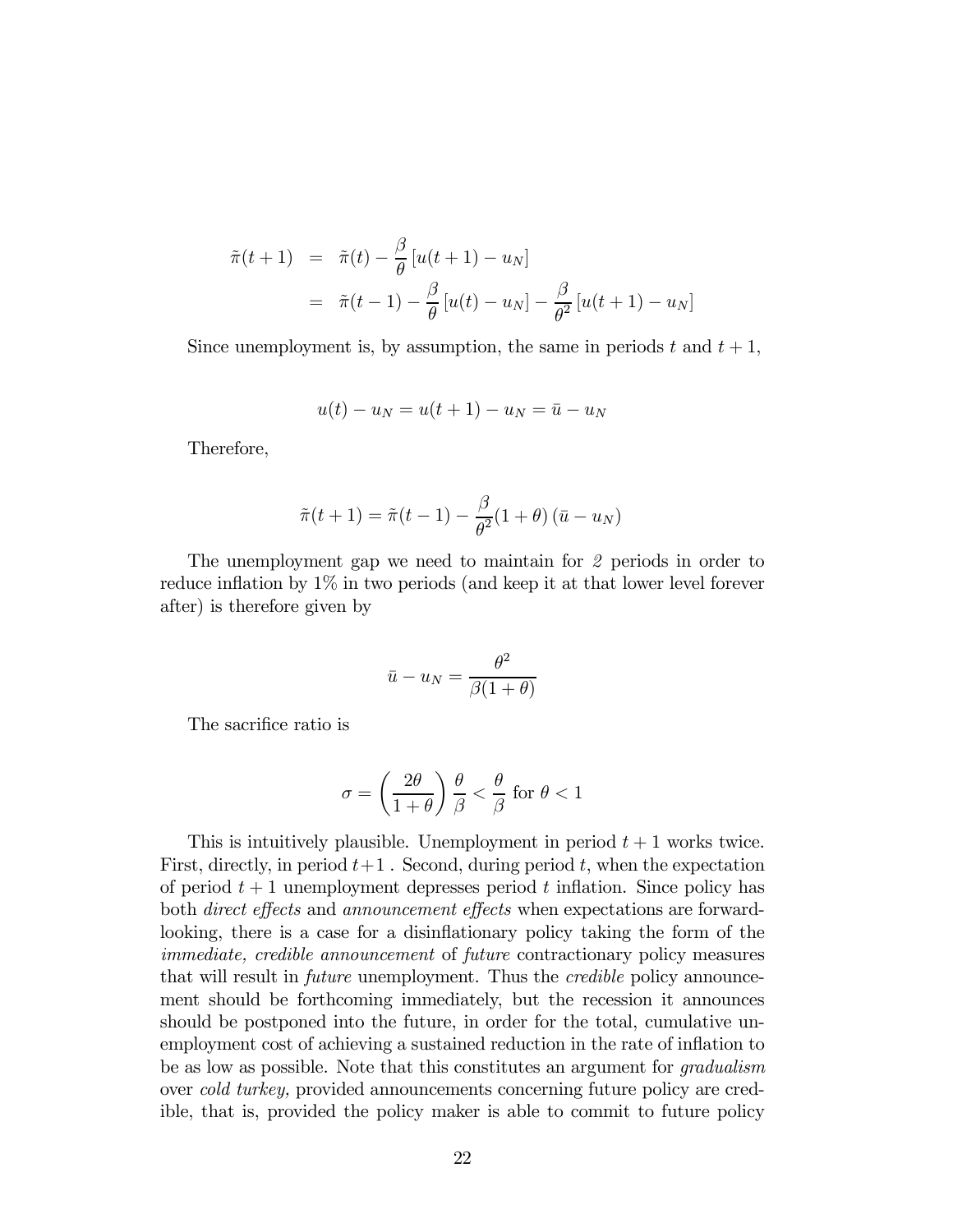$$
\begin{aligned}
\tilde{\pi}(t+1) &= \tilde{\pi}(t) - \frac{\beta}{\theta}\left[u(t+1) - u_N\right] \\
&= \tilde{\pi}(t-1) - \frac{\beta}{\theta}\left[u(t) - u_N\right] - \frac{\beta}{\theta^2}\left[u(t+1) - u_N\right]
\end{aligned}
$$

Since unemployment is, by assumption, the same in periods $t$ and $t+1$,

$$
u(t) - u_N = u(t+1) - u_N = \bar{u} - u_N
$$

Therefore,

$$
\tilde{\pi}(t+1) = \tilde{\pi}(t-1) - \frac{\beta}{\theta^2}(1+\theta)\left(\bar{u} - u_N\right)
$$

The unemployment gap we need to maintain for *2* periods in order to reduce inflation by 1% in two periods (and keep it at that lower level forever after) is therefore given by

$$
\bar{u} - u_N = \frac{\theta^2}{\beta(1+\theta)}
$$

The sacrifice ratio is

$$
\sigma = \left(\frac{2\theta}{1+\theta}\right)\frac{\theta}{\beta} < \frac{\theta}{\beta} \text{ for } \theta < 1
$$

This is intuitively plausible. Unemployment in period $t+1$ works twice. First, directly, in period $t+1$ . Second, during period $t$, when the expectation of period $t+1$ unemployment depresses period $t$ inflation. Since policy has both *direct effects* and *announcement effects* when expectations are forward-looking, there is a case for a disinflationary policy taking the form of the *immediate, credible announcement* of *future* contractionary policy measures that will result in *future* unemployment. Thus the *credible* policy announcement should be forthcoming immediately, but the recession it announces should be postponed into the future, in order for the total, cumulative unemployment cost of achieving a sustained reduction in the rate of inflation to be as low as possible. Note that this constitutes an argument for *gradualism* over *cold turkey,* provided announcements concerning future policy are credible, that is, provided the policy maker is able to commit to future policy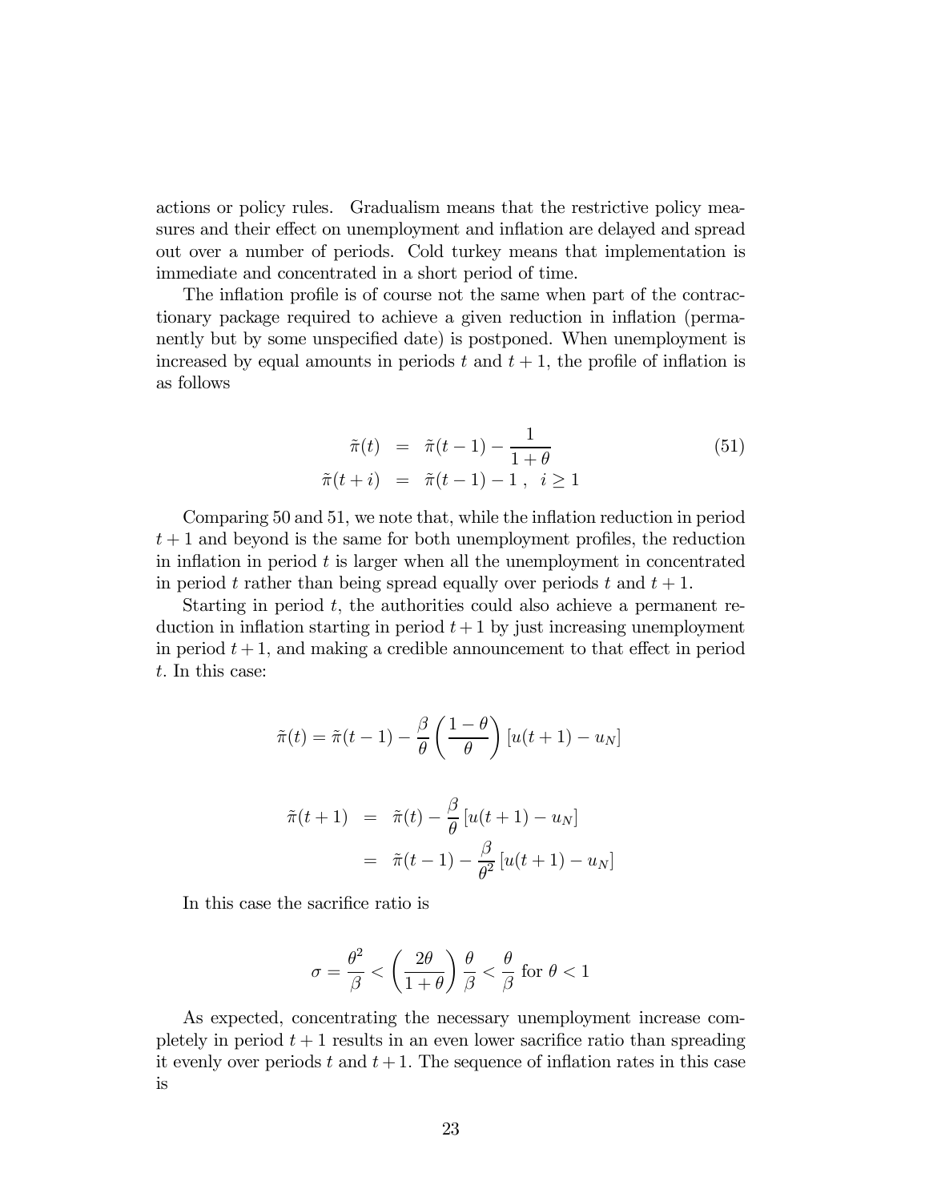actions or policy rules. Gradualism means that the restrictive policy measures and their effect on unemployment and inflation are delayed and spread out over a number of periods. Cold turkey means that implementation is immediate and concentrated in a short period of time.

The inflation profile is of course not the same when part of the contractionary package required to achieve a given reduction in inflation (permanently but by some unspecified date) is postponed. When unemployment is increased by equal amounts in periods $t$ and $t+1$, the profile of inflation is as follows

$$
\begin{aligned}
\tilde{\pi}(t) &= \tilde{\pi}(t-1) - \frac{1}{1+\theta} \\
\tilde{\pi}(t+i) &= \tilde{\pi}(t-1) - 1\ , \quad i \geq 1
\end{aligned}
\tag{51}
$$

Comparing 50 and 51, we note that, while the inflation reduction in period $t+1$ and beyond is the same for both unemployment profiles, the reduction in inflation in period $t$ is larger when all the unemployment in concentrated in period $t$ rather than being spread equally over periods $t$ and $t+1$.

Starting in period $t$, the authorities could also achieve a permanent reduction in inflation starting in period $t+1$ by just increasing unemployment in period $t+1$, and making a credible announcement to that effect in period $t$. In this case:

$$
\tilde{\pi}(t) = \tilde{\pi}(t-1) - \frac{\beta}{\theta}\left(\frac{1-\theta}{\theta}\right)[u(t+1) - u_N]
$$

$$
\begin{aligned}
\tilde{\pi}(t+1) &= \tilde{\pi}(t) - \frac{\beta}{\theta}[u(t+1) - u_N] \\
&= \tilde{\pi}(t-1) - \frac{\beta}{\theta^2}[u(t+1) - u_N]
\end{aligned}
$$

In this case the sacrifice ratio is

$$
\sigma = \frac{\theta^2}{\beta} < \left(\frac{2\theta}{1+\theta}\right)\frac{\theta}{\beta} < \frac{\theta}{\beta} \text{ for } \theta < 1
$$

As expected, concentrating the necessary unemployment increase completely in period $t+1$ results in an even lower sacrifice ratio than spreading it evenly over periods $t$ and $t+1$. The sequence of inflation rates in this case is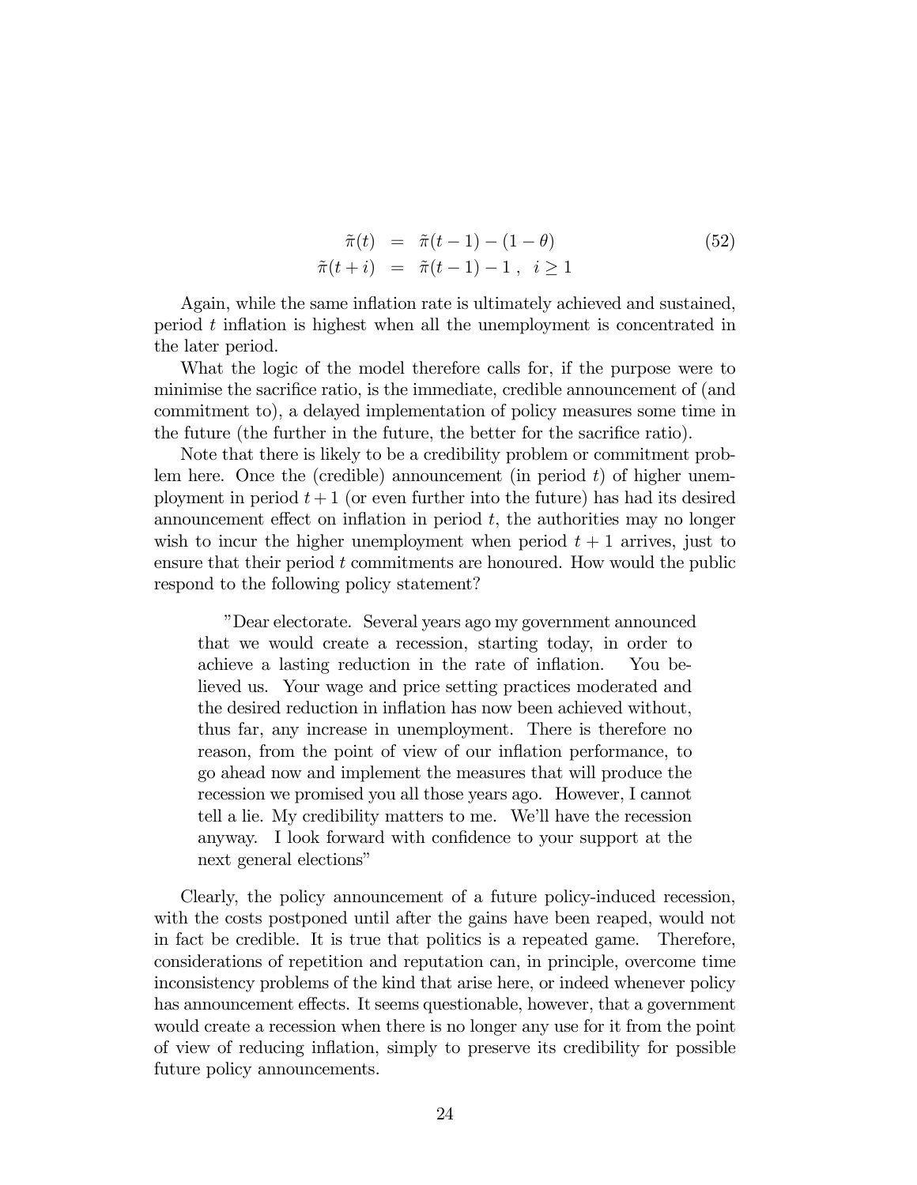$$
\begin{aligned}
\tilde{\pi}(t) &= \tilde{\pi}(t-1) - (1-\theta) \\
\tilde{\pi}(t+i) &= \tilde{\pi}(t-1) - 1\ , \quad i \geq 1
\end{aligned}
\tag{52}
$$

Again, while the same inflation rate is ultimately achieved and sustained, period $t$ inflation is highest when all the unemployment is concentrated in the later period.

What the logic of the model therefore calls for, if the purpose were to minimise the sacrifice ratio, is the immediate, credible announcement of (and commitment to), a delayed implementation of policy measures some time in the future (the further in the future, the better for the sacrifice ratio).

Note that there is likely to be a credibility problem or commitment problem here. Once the (credible) announcement (in period $t$) of higher unemployment in period $t+1$ (or even further into the future) has had its desired announcement effect on inflation in period $t$, the authorities may no longer wish to incur the higher unemployment when period $t+1$ arrives, just to ensure that their period $t$ commitments are honoured. How would the public respond to the following policy statement?

> "Dear electorate. Several years ago my government announced that we would create a recession, starting today, in order to achieve a lasting reduction in the rate of inflation. You believed us. Your wage and price setting practices moderated and the desired reduction in inflation has now been achieved without, thus far, any increase in unemployment. There is therefore no reason, from the point of view of our inflation performance, to go ahead now and implement the measures that will produce the recession we promised you all those years ago. However, I cannot tell a lie. My credibility matters to me. We'll have the recession anyway. I look forward with confidence to your support at the next general elections"

Clearly, the policy announcement of a future policy-induced recession, with the costs postponed until after the gains have been reaped, would not in fact be credible. It is true that politics is a repeated game. Therefore, considerations of repetition and reputation can, in principle, overcome time inconsistency problems of the kind that arise here, or indeed whenever policy has announcement effects. It seems questionable, however, that a government would create a recession when there is no longer any use for it from the point of view of reducing inflation, simply to preserve its credibility for possible future policy announcements.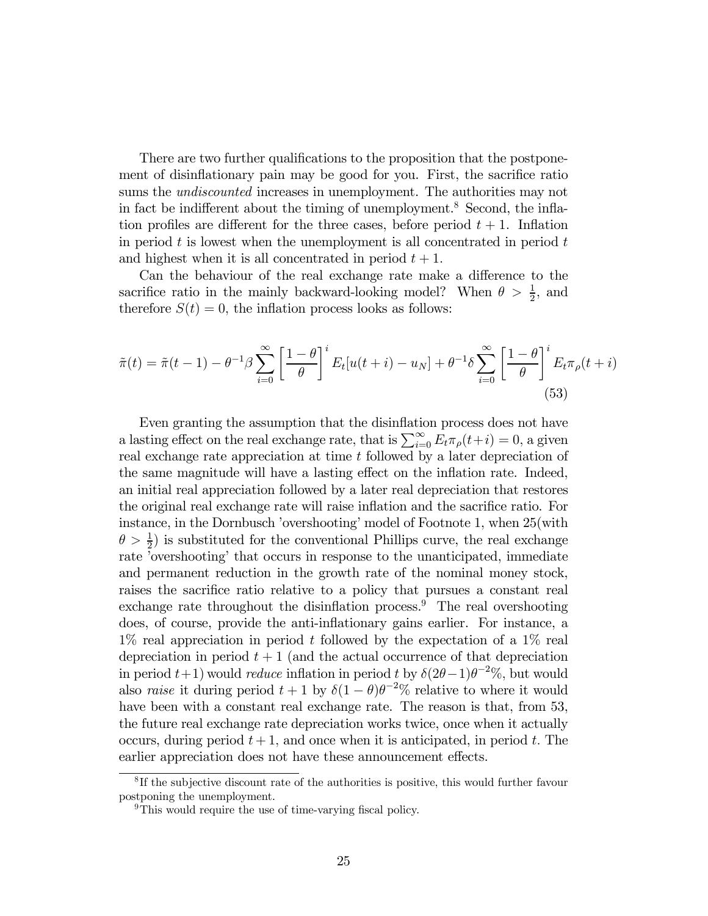There are two further qualifications to the proposition that the postponement of disinflationary pain may be good for you. First, the sacrifice ratio sums the *undiscounted* increases in unemployment. The authorities may not in fact be indifferent about the timing of unemployment.[8] Second, the inflation profiles are different for the three cases, before period $t+1$. Inflation in period $t$ is lowest when the unemployment is all concentrated in period $t$ and highest when it is all concentrated in period $t+1$.

Can the behaviour of the real exchange rate make a difference to the sacrifice ratio in the mainly backward-looking model? When $\theta > \frac{1}{2}$, and therefore $S(t) = 0$, the inflation process looks as follows:

$$\tilde{\pi}(t) = \tilde{\pi}(t-1) - \theta^{-1}\beta \sum_{i=0}^{\infty} \left[\frac{1-\theta}{\theta}\right]^i E_t[u(t+i) - u_N] + \theta^{-1}\delta \sum_{i=0}^{\infty} \left[\frac{1-\theta}{\theta}\right]^i E_t\pi_\rho(t+i) \tag{53}$$

Even granting the assumption that the disinflation process does not have a lasting effect on the real exchange rate, that is $\sum_{i=0}^{\infty} E_t\pi_\rho(t+i) = 0$, a given real exchange rate appreciation at time $t$ followed by a later depreciation of the same magnitude will have a lasting effect on the inflation rate. Indeed, an initial real appreciation followed by a later real depreciation that restores the original real exchange rate will raise inflation and the sacrifice ratio. For instance, in the Dornbusch 'overshooting' model of Footnote 1, when 25(with $\theta > \frac{1}{2}$) is substituted for the conventional Phillips curve, the real exchange rate 'overshooting' that occurs in response to the unanticipated, immediate and permanent reduction in the growth rate of the nominal money stock, raises the sacrifice ratio relative to a policy that pursues a constant real exchange rate throughout the disinflation process.[9] The real overshooting does, of course, provide the anti-inflationary gains earlier. For instance, a 1% real appreciation in period $t$ followed by the expectation of a 1% real depreciation in period $t+1$ (and the actual occurrence of that depreciation in period $t+1$) would *reduce* inflation in period $t$ by $\delta(2\theta-1)\theta^{-2}$%, but would also *raise* it during period $t+1$ by $\delta(1-\theta)\theta^{-2}$% relative to where it would have been with a constant real exchange rate. The reason is that, from 53, the future real exchange rate depreciation works twice, once when it actually occurs, during period $t+1$, and once when it is anticipated, in period $t$. The earlier appreciation does not have these announcement effects.

[8] If the subjective discount rate of the authorities is positive, this would further favour postponing the unemployment.

[9] This would require the use of time-varying fiscal policy.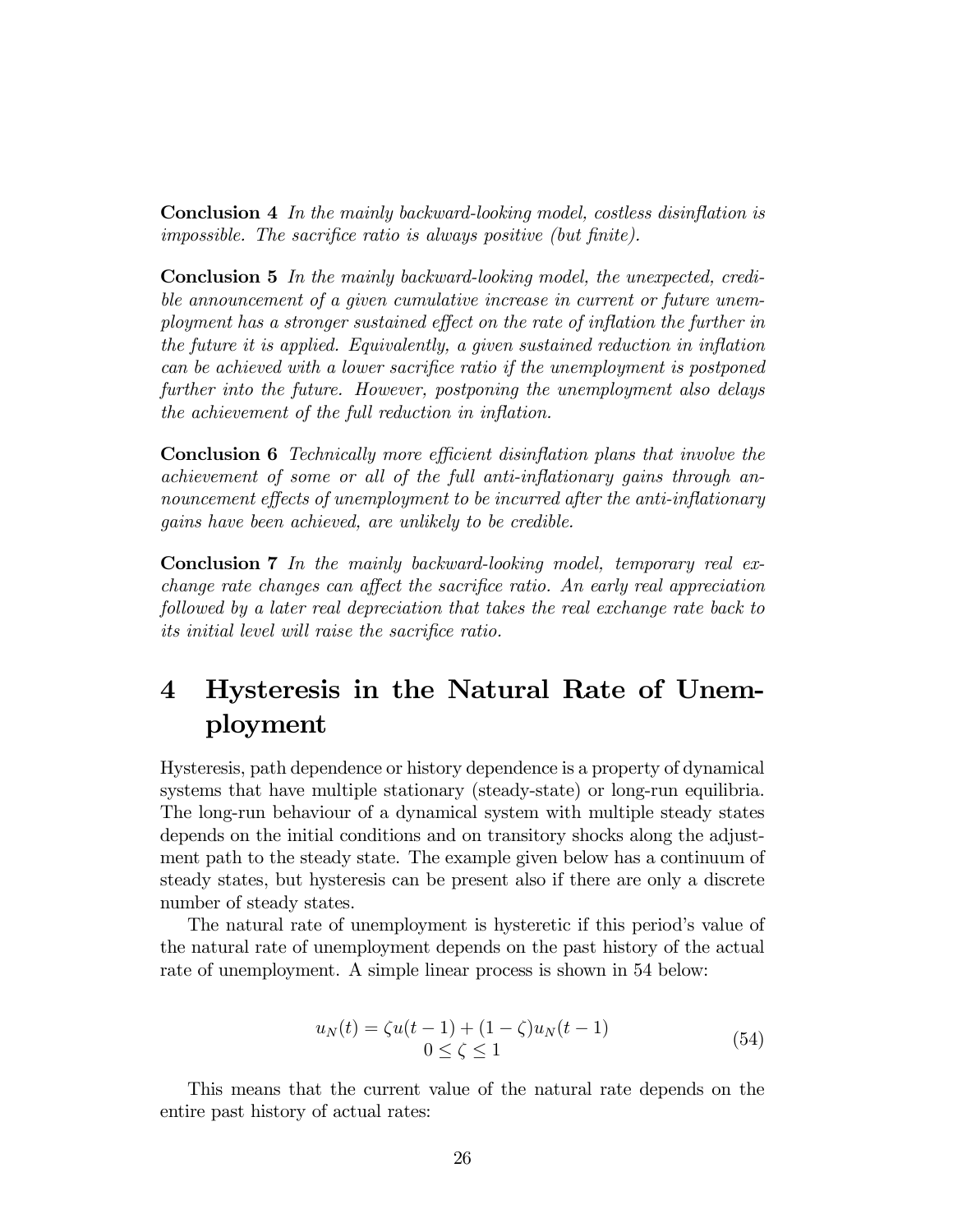**Conclusion 4** *In the mainly backward-looking model, costless disinflation is impossible. The sacrifice ratio is always positive (but finite).*

**Conclusion 5** *In the mainly backward-looking model, the unexpected, credible announcement of a given cumulative increase in current or future unemployment has a stronger sustained effect on the rate of inflation the further in the future it is applied. Equivalently, a given sustained reduction in inflation can be achieved with a lower sacrifice ratio if the unemployment is postponed further into the future. However, postponing the unemployment also delays the achievement of the full reduction in inflation.*

**Conclusion 6** *Technically more efficient disinflation plans that involve the achievement of some or all of the full anti-inflationary gains through announcement effects of unemployment to be incurred after the anti-inflationary gains have been achieved, are unlikely to be credible.*

**Conclusion 7** *In the mainly backward-looking model, temporary real exchange rate changes can affect the sacrifice ratio. An early real appreciation followed by a later real depreciation that takes the real exchange rate back to its initial level will raise the sacrifice ratio.*

# 4 Hysteresis in the Natural Rate of Unemployment

Hysteresis, path dependence or history dependence is a property of dynamical systems that have multiple stationary (steady-state) or long-run equilibria. The long-run behaviour of a dynamical system with multiple steady states depends on the initial conditions and on transitory shocks along the adjustment path to the steady state. The example given below has a continuum of steady states, but hysteresis can be present also if there are only a discrete number of steady states.

The natural rate of unemployment is hysteretic if this period's value of the natural rate of unemployment depends on the past history of the actual rate of unemployment. A simple linear process is shown in 54 below:

$$
\begin{gathered}
u_N(t) = \zeta u(t-1) + (1-\zeta) u_N(t-1) \\
0 \leq \zeta \leq 1
\end{gathered}
\tag{54}
$$

This means that the current value of the natural rate depends on the entire past history of actual rates: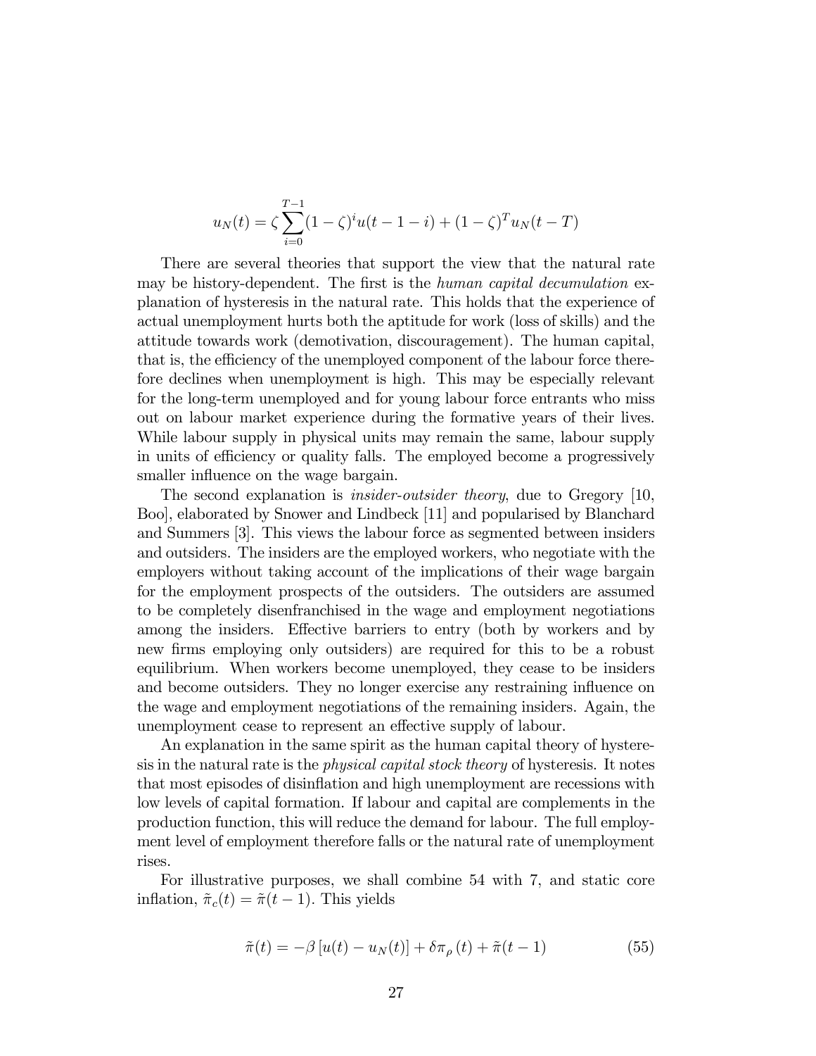$$u_N(t) = \zeta \sum_{i=0}^{T-1} (1-\zeta)^i u(t-1-i) + (1-\zeta)^T u_N(t-T)$$

There are several theories that support the view that the natural rate may be history-dependent. The first is the *human capital decumulation* explanation of hysteresis in the natural rate. This holds that the experience of actual unemployment hurts both the aptitude for work (loss of skills) and the attitude towards work (demotivation, discouragement). The human capital, that is, the efficiency of the unemployed component of the labour force therefore declines when unemployment is high. This may be especially relevant for the long-term unemployed and for young labour force entrants who miss out on labour market experience during the formative years of their lives. While labour supply in physical units may remain the same, labour supply in units of efficiency or quality falls. The employed become a progressively smaller influence on the wage bargain.

The second explanation is *insider-outsider theory*, due to Gregory [10, Boo], elaborated by Snower and Lindbeck [11] and popularised by Blanchard and Summers [3]. This views the labour force as segmented between insiders and outsiders. The insiders are the employed workers, who negotiate with the employers without taking account of the implications of their wage bargain for the employment prospects of the outsiders. The outsiders are assumed to be completely disenfranchised in the wage and employment negotiations among the insiders. Effective barriers to entry (both by workers and by new firms employing only outsiders) are required for this to be a robust equilibrium. When workers become unemployed, they cease to be insiders and become outsiders. They no longer exercise any restraining influence on the wage and employment negotiations of the remaining insiders. Again, the unemployment cease to represent an effective supply of labour.

An explanation in the same spirit as the human capital theory of hysteresis in the natural rate is the *physical capital stock theory* of hysteresis. It notes that most episodes of disinflation and high unemployment are recessions with low levels of capital formation. If labour and capital are complements in the production function, this will reduce the demand for labour. The full employment level of employment therefore falls or the natural rate of unemployment rises.

For illustrative purposes, we shall combine 54 with 7, and static core inflation, $\tilde{\pi}_c(t) = \tilde{\pi}(t-1)$. This yields

$$\tilde{\pi}(t) = -\beta \left[u(t) - u_N(t)\right] + \delta \pi_\rho(t) + \tilde{\pi}(t-1) \tag{55}$$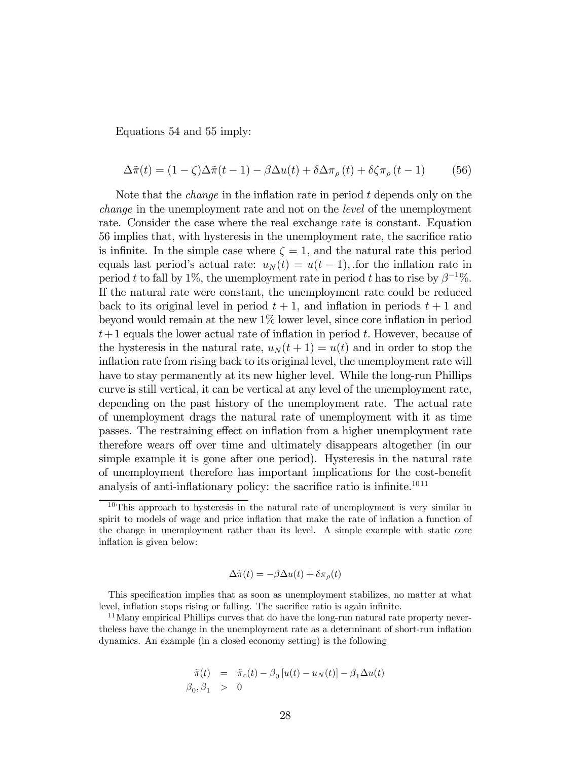Equations 54 and 55 imply:

$$\Delta\tilde{\pi}(t) = (1-\zeta)\Delta\tilde{\pi}(t-1) - \beta\Delta u(t) + \delta\Delta\pi_{\rho}(t) + \delta\zeta\pi_{\rho}(t-1) \tag{56}$$

Note that the *change* in the inflation rate in period $t$ depends only on the *change* in the unemployment rate and not on the *level* of the unemployment rate. Consider the case where the real exchange rate is constant. Equation 56 implies that, with hysteresis in the unemployment rate, the sacrifice ratio is infinite. In the simple case where $\zeta = 1$, and the natural rate this period equals last period's actual rate: $u_N(t) = u(t-1)$, .for the inflation rate in period $t$ to fall by 1%, the unemployment rate in period $t$ has to rise by $\beta^{-1}$%. If the natural rate were constant, the unemployment rate could be reduced back to its original level in period $t+1$, and inflation in periods $t+1$ and beyond would remain at the new 1% lower level, since core inflation in period $t+1$ equals the lower actual rate of inflation in period $t$. However, because of the hysteresis in the natural rate, $u_N(t+1) = u(t)$ and in order to stop the inflation rate from rising back to its original level, the unemployment rate will have to stay permanently at its new higher level. While the long-run Phillips curve is still vertical, it can be vertical at any level of the unemployment rate, depending on the past history of the unemployment rate. The actual rate of unemployment drags the natural rate of unemployment with it as time passes. The restraining effect on inflation from a higher unemployment rate therefore wears off over time and ultimately disappears altogether (in our simple example it is gone after one period). Hysteresis in the natural rate of unemployment therefore has important implications for the cost-benefit analysis of anti-inflationary policy: the sacrifice ratio is infinite.[10][11]

---

[10] This approach to hysteresis in the natural rate of unemployment is very similar in spirit to models of wage and price inflation that make the rate of inflation a function of the change in unemployment rather than its level. A simple example with static core inflation is given below:

$$\Delta\tilde{\pi}(t) = -\beta\Delta u(t) + \delta\pi_{\rho}(t)$$

This specification implies that as soon as unemployment stabilizes, no matter at what level, inflation stops rising or falling. The sacrifice ratio is again infinite.

[11] Many empirical Phillips curves that do have the long-run natural rate property nevertheless have the change in the unemployment rate as a determinant of short-run inflation dynamics. An example (in a closed economy setting) is the following

$$\begin{aligned}
\tilde{\pi}(t) &= \tilde{\pi}_c(t) - \beta_0\left[u(t) - u_N(t)\right] - \beta_1\Delta u(t) \\
\beta_0, \beta_1 &> 0
\end{aligned}$$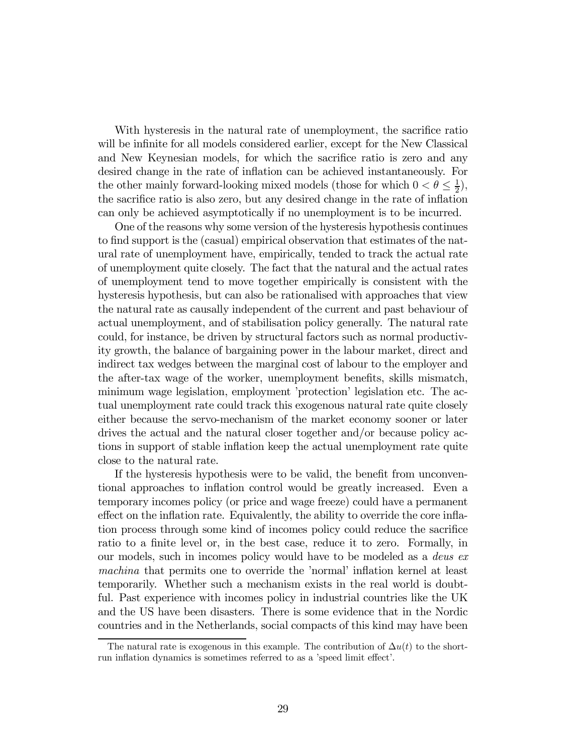With hysteresis in the natural rate of unemployment, the sacrifice ratio will be infinite for all models considered earlier, except for the New Classical and New Keynesian models, for which the sacrifice ratio is zero and any desired change in the rate of inflation can be achieved instantaneously. For the other mainly forward-looking mixed models (those for which $0 < \theta \leq \frac{1}{2}$), the sacrifice ratio is also zero, but any desired change in the rate of inflation can only be achieved asymptotically if no unemployment is to be incurred.

One of the reasons why some version of the hysteresis hypothesis continues to find support is the (casual) empirical observation that estimates of the natural rate of unemployment have, empirically, tended to track the actual rate of unemployment quite closely. The fact that the natural and the actual rates of unemployment tend to move together empirically is consistent with the hysteresis hypothesis, but can also be rationalised with approaches that view the natural rate as causally independent of the current and past behaviour of actual unemployment, and of stabilisation policy generally. The natural rate could, for instance, be driven by structural factors such as normal productivity growth, the balance of bargaining power in the labour market, direct and indirect tax wedges between the marginal cost of labour to the employer and the after-tax wage of the worker, unemployment benefits, skills mismatch, minimum wage legislation, employment 'protection' legislation etc. The actual unemployment rate could track this exogenous natural rate quite closely either because the servo-mechanism of the market economy sooner or later drives the actual and the natural closer together and/or because policy actions in support of stable inflation keep the actual unemployment rate quite close to the natural rate.

If the hysteresis hypothesis were to be valid, the benefit from unconventional approaches to inflation control would be greatly increased. Even a temporary incomes policy (or price and wage freeze) could have a permanent effect on the inflation rate. Equivalently, the ability to override the core inflation process through some kind of incomes policy could reduce the sacrifice ratio to a finite level or, in the best case, reduce it to zero. Formally, in our models, such in incomes policy would have to be modeled as a *deus ex machina* that permits one to override the 'normal' inflation kernel at least temporarily. Whether such a mechanism exists in the real world is doubtful. Past experience with incomes policy in industrial countries like the UK and the US have been disasters. There is some evidence that in the Nordic countries and in the Netherlands, social compacts of this kind may have been

---

The natural rate is exogenous in this example. The contribution of $\Delta u(t)$ to the short-run inflation dynamics is sometimes referred to as a 'speed limit effect'.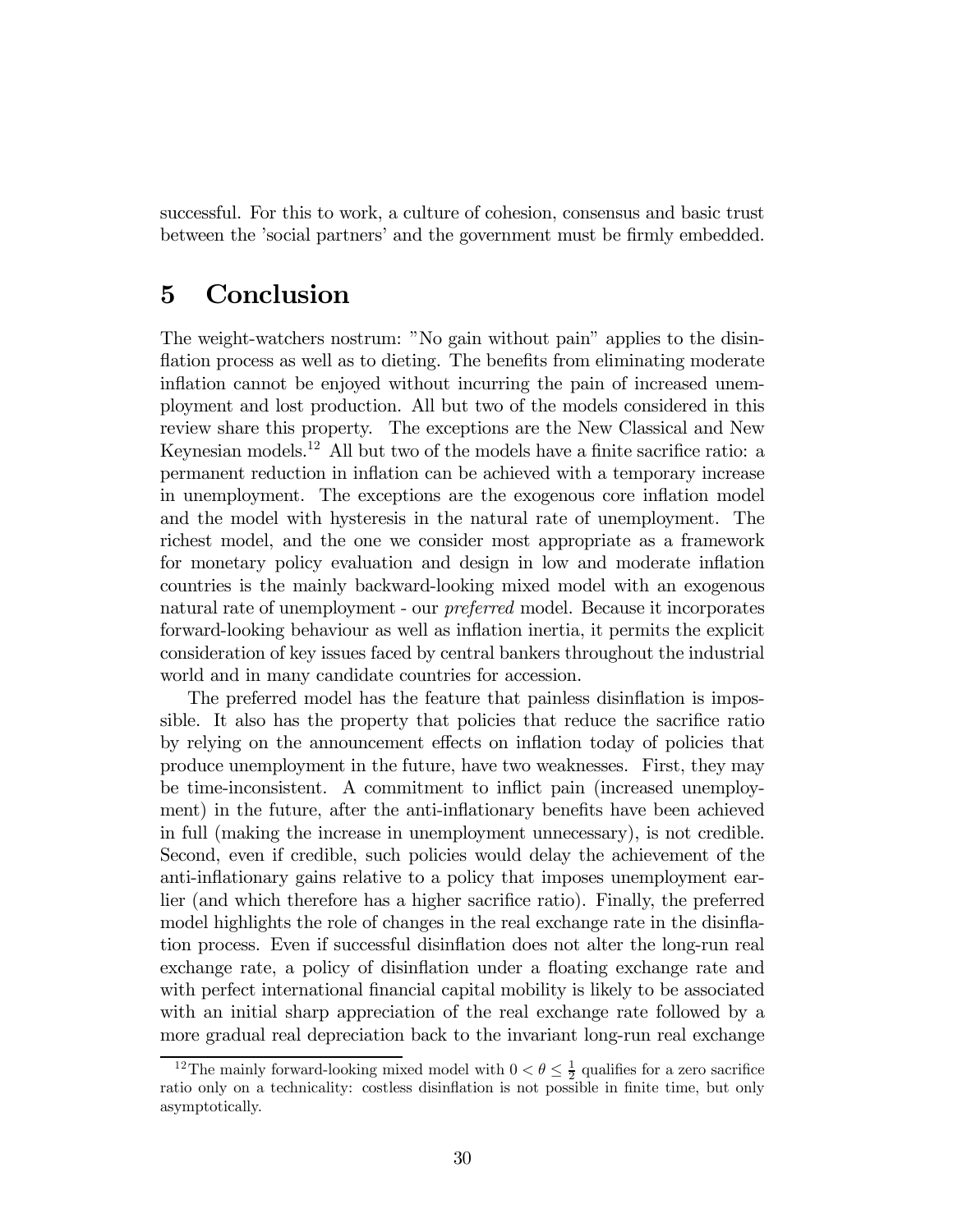successful. For this to work, a culture of cohesion, consensus and basic trust between the 'social partners' and the government must be firmly embedded.

# 5 Conclusion

The weight-watchers nostrum: "No gain without pain" applies to the disinflation process as well as to dieting. The benefits from eliminating moderate inflation cannot be enjoyed without incurring the pain of increased unemployment and lost production. All but two of the models considered in this review share this property. The exceptions are the New Classical and New Keynesian models.[12] All but two of the models have a finite sacrifice ratio: a permanent reduction in inflation can be achieved with a temporary increase in unemployment. The exceptions are the exogenous core inflation model and the model with hysteresis in the natural rate of unemployment. The richest model, and the one we consider most appropriate as a framework for monetary policy evaluation and design in low and moderate inflation countries is the mainly backward-looking mixed model with an exogenous natural rate of unemployment - our *preferred* model. Because it incorporates forward-looking behaviour as well as inflation inertia, it permits the explicit consideration of key issues faced by central bankers throughout the industrial world and in many candidate countries for accession.

The preferred model has the feature that painless disinflation is impossible. It also has the property that policies that reduce the sacrifice ratio by relying on the announcement effects on inflation today of policies that produce unemployment in the future, have two weaknesses. First, they may be time-inconsistent. A commitment to inflict pain (increased unemployment) in the future, after the anti-inflationary benefits have been achieved in full (making the increase in unemployment unnecessary), is not credible. Second, even if credible, such policies would delay the achievement of the anti-inflationary gains relative to a policy that imposes unemployment earlier (and which therefore has a higher sacrifice ratio). Finally, the preferred model highlights the role of changes in the real exchange rate in the disinflation process. Even if successful disinflation does not alter the long-run real exchange rate, a policy of disinflation under a floating exchange rate and with perfect international financial capital mobility is likely to be associated with an initial sharp appreciation of the real exchange rate followed by a more gradual real depreciation back to the invariant long-run real exchange

[12] The mainly forward-looking mixed model with $0 < \theta \leq \frac{1}{2}$ qualifies for a zero sacrifice ratio only on a technicality: costless disinflation is not possible in finite time, but only asymptotically.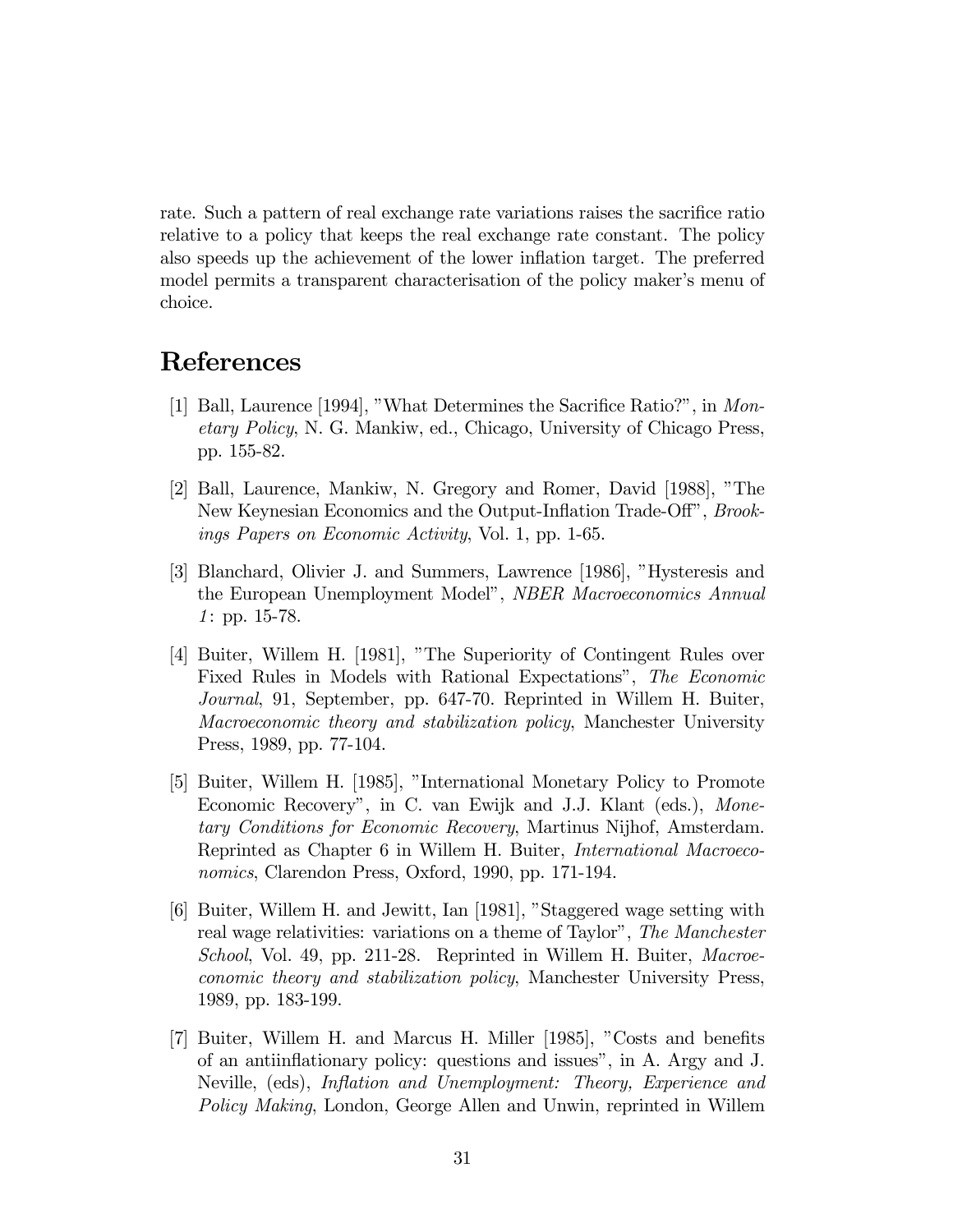rate. Such a pattern of real exchange rate variations raises the sacrifice ratio relative to a policy that keeps the real exchange rate constant. The policy also speeds up the achievement of the lower inflation target. The preferred model permits a transparent characterisation of the policy maker's menu of choice.

# References

[1] Ball, Laurence [1994], "What Determines the Sacrifice Ratio?", in *Monetary Policy*, N. G. Mankiw, ed., Chicago, University of Chicago Press, pp. 155-82.

[2] Ball, Laurence, Mankiw, N. Gregory and Romer, David [1988], "The New Keynesian Economics and the Output-Inflation Trade-Off", *Brookings Papers on Economic Activity*, Vol. 1, pp. 1-65.

[3] Blanchard, Olivier J. and Summers, Lawrence [1986], "Hysteresis and the European Unemployment Model", *NBER Macroeconomics Annual 1*: pp. 15-78.

[4] Buiter, Willem H. [1981], "The Superiority of Contingent Rules over Fixed Rules in Models with Rational Expectations", *The Economic Journal*, 91, September, pp. 647-70. Reprinted in Willem H. Buiter, *Macroeconomic theory and stabilization policy*, Manchester University Press, 1989, pp. 77-104.

[5] Buiter, Willem H. [1985], "International Monetary Policy to Promote Economic Recovery", in C. van Ewijk and J.J. Klant (eds.), *Monetary Conditions for Economic Recovery*, Martinus Nijhof, Amsterdam. Reprinted as Chapter 6 in Willem H. Buiter, *International Macroeconomics*, Clarendon Press, Oxford, 1990, pp. 171-194.

[6] Buiter, Willem H. and Jewitt, Ian [1981], "Staggered wage setting with real wage relativities: variations on a theme of Taylor", *The Manchester School*, Vol. 49, pp. 211-28. Reprinted in Willem H. Buiter, *Macroeconomic theory and stabilization policy*, Manchester University Press, 1989, pp. 183-199.

[7] Buiter, Willem H. and Marcus H. Miller [1985], "Costs and benefits of an antiinflationary policy: questions and issues", in A. Argy and J. Neville, (eds), *Inflation and Unemployment: Theory, Experience and Policy Making*, London, George Allen and Unwin, reprinted in Willem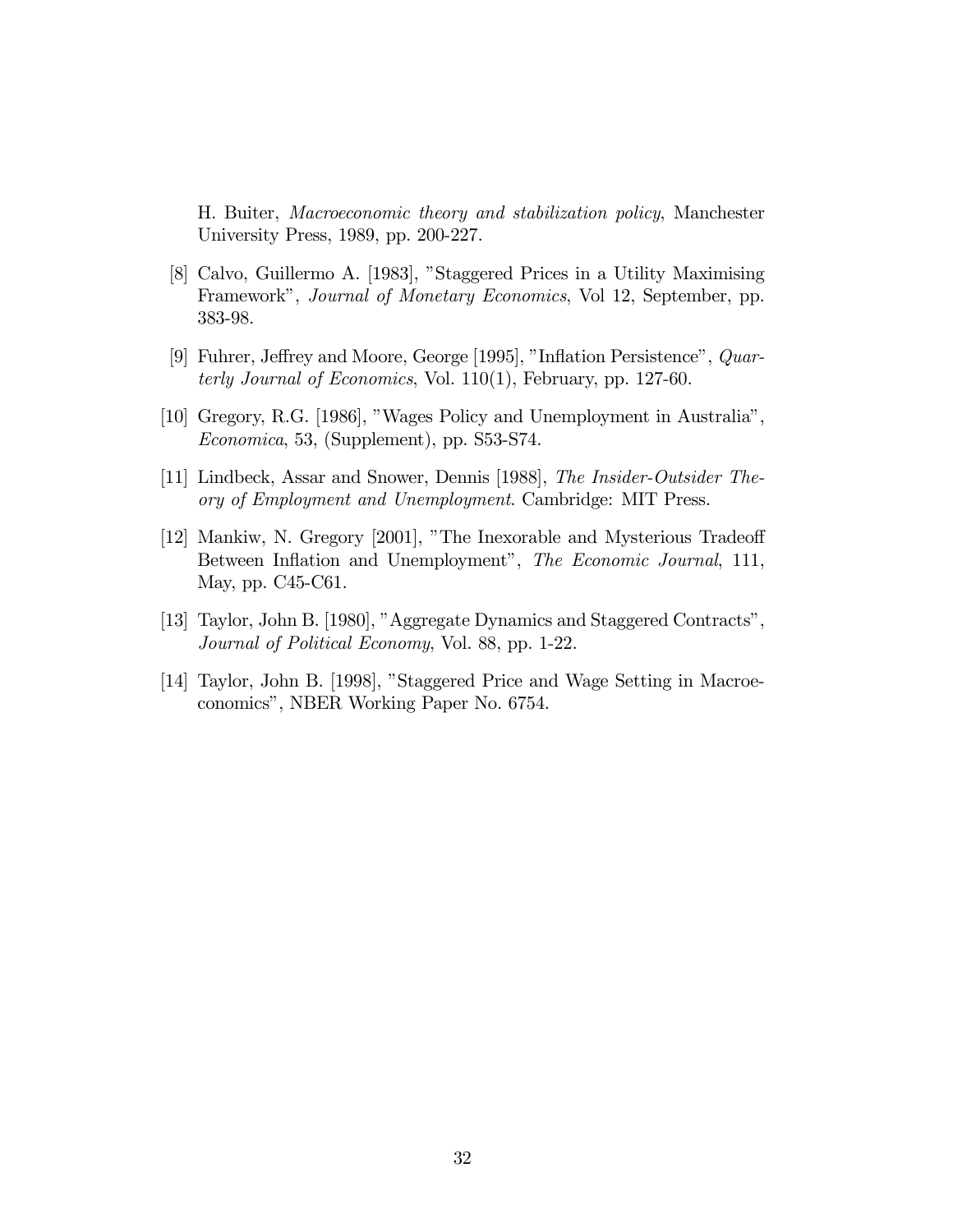H. Buiter, *Macroeconomic theory and stabilization policy*, Manchester University Press, 1989, pp. 200-227.

[8] Calvo, Guillermo A. [1983], "Staggered Prices in a Utility Maximising Framework", *Journal of Monetary Economics*, Vol 12, September, pp. 383-98.

[9] Fuhrer, Jeffrey and Moore, George [1995], "Inflation Persistence", *Quarterly Journal of Economics*, Vol. 110(1), February, pp. 127-60.

[10] Gregory, R.G. [1986], "Wages Policy and Unemployment in Australia", *Economica*, 53, (Supplement), pp. S53-S74.

[11] Lindbeck, Assar and Snower, Dennis [1988], *The Insider-Outsider Theory of Employment and Unemployment*. Cambridge: MIT Press.

[12] Mankiw, N. Gregory [2001], "The Inexorable and Mysterious Tradeoff Between Inflation and Unemployment", *The Economic Journal*, 111, May, pp. C45-C61.

[13] Taylor, John B. [1980], "Aggregate Dynamics and Staggered Contracts", *Journal of Political Economy*, Vol. 88, pp. 1-22.

[14] Taylor, John B. [1998], "Staggered Price and Wage Setting in Macroeconomics", NBER Working Paper No. 6754.